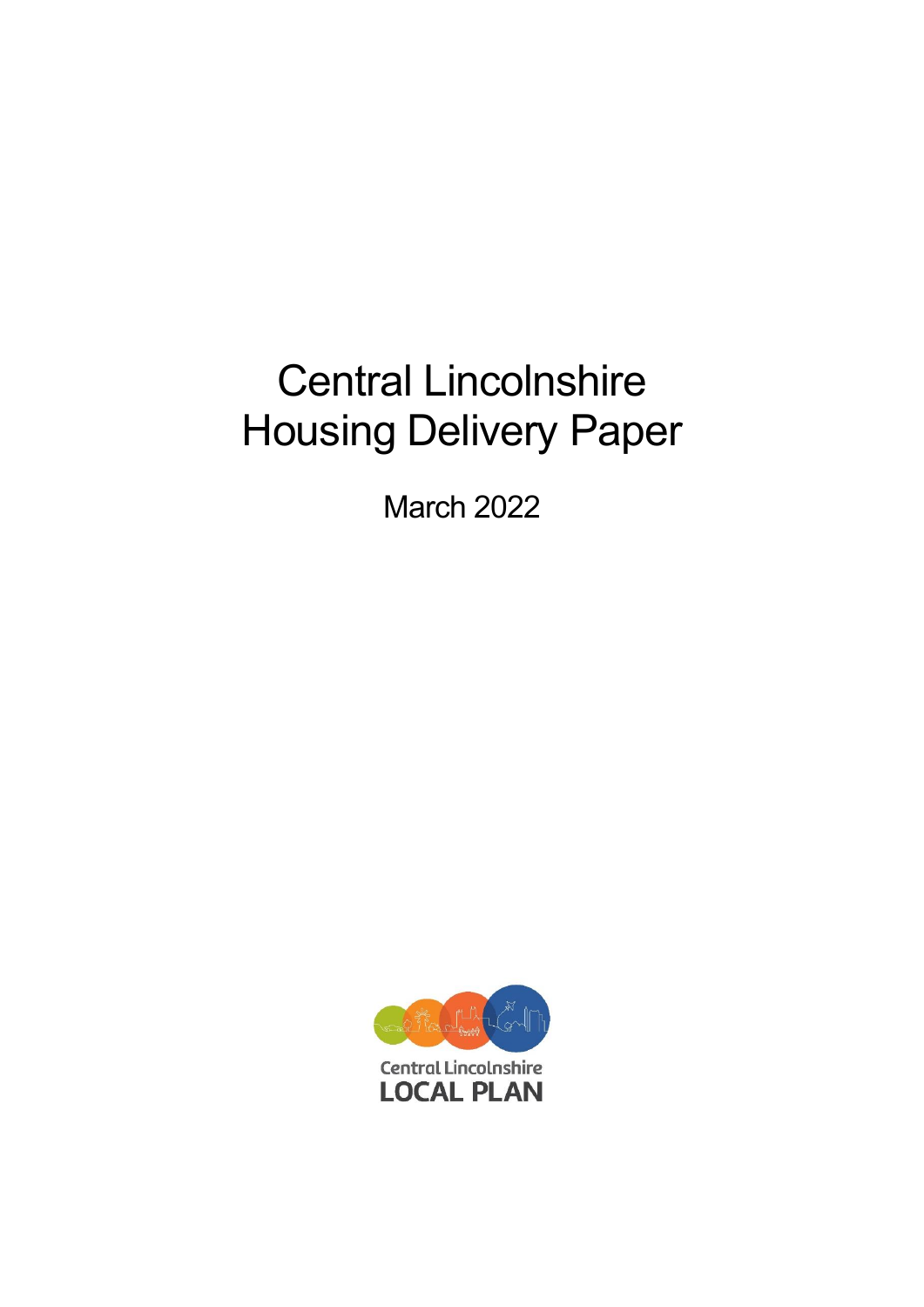# Central Lincolnshire Housing Delivery Paper

March 2022

Central Lincolnshire
LOCAL PLAN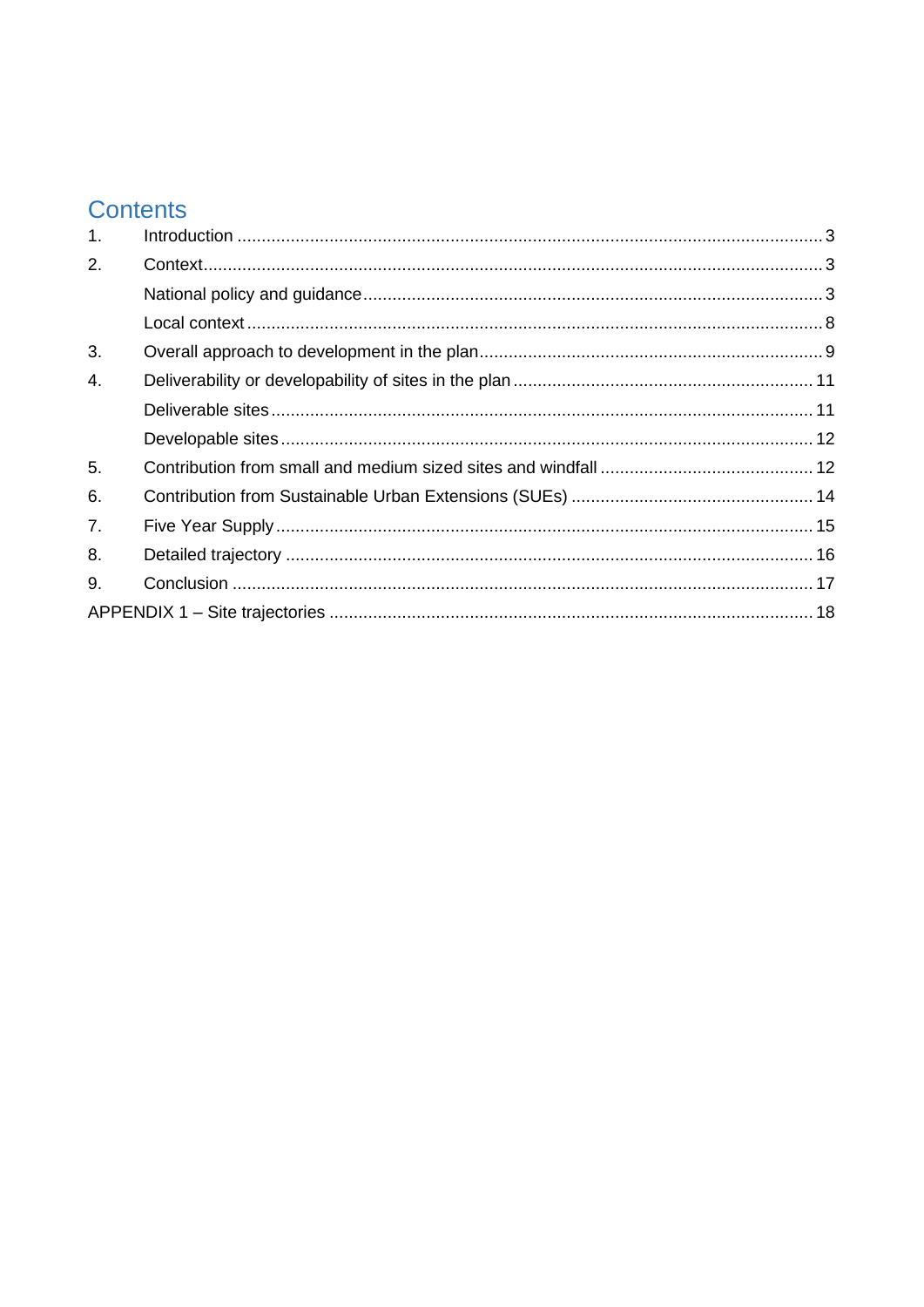# Contents

1. Introduction ........................................................................................................................ 3
2. Context................................................................................................................................ 3
   National policy and guidance .............................................................................................. 3
   Local context ........................................................................................................................ 8
3. Overall approach to development in the plan ...................................................................... 9
4. Deliverability or developability of sites in the plan ............................................................. 11
   Deliverable sites ................................................................................................................. 11
   Developable sites ............................................................................................................... 12
5. Contribution from small and medium sized sites and windfall ........................................... 12
6. Contribution from Sustainable Urban Extensions (SUEs) .................................................. 14
7. Five Year Supply ................................................................................................................ 15
8. Detailed trajectory .............................................................................................................. 16
9. Conclusion ......................................................................................................................... 17

APPENDIX 1 – Site trajectories ............................................................................................. 18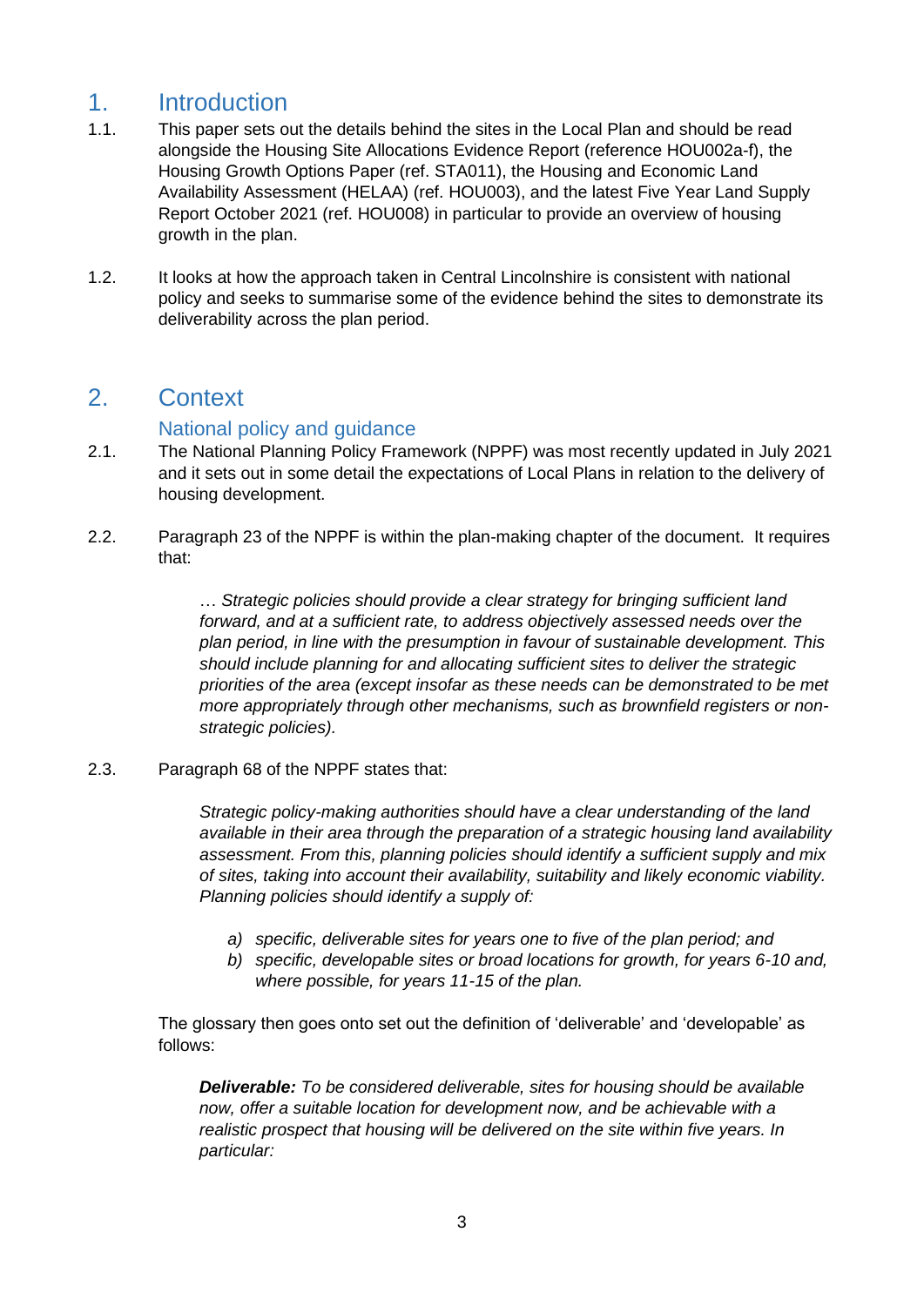# 1. Introduction

1.1. This paper sets out the details behind the sites in the Local Plan and should be read alongside the Housing Site Allocations Evidence Report (reference HOU002a-f), the Housing Growth Options Paper (ref. STA011), the Housing and Economic Land Availability Assessment (HELAA) (ref. HOU003), and the latest Five Year Land Supply Report October 2021 (ref. HOU008) in particular to provide an overview of housing growth in the plan.

1.2. It looks at how the approach taken in Central Lincolnshire is consistent with national policy and seeks to summarise some of the evidence behind the sites to demonstrate its deliverability across the plan period.

# 2. Context

## National policy and guidance

2.1. The National Planning Policy Framework (NPPF) was most recently updated in July 2021 and it sets out in some detail the expectations of Local Plans in relation to the delivery of housing development.

2.2. Paragraph 23 of the NPPF is within the plan-making chapter of the document. It requires that:

> … *Strategic policies should provide a clear strategy for bringing sufficient land forward, and at a sufficient rate, to address objectively assessed needs over the plan period, in line with the presumption in favour of sustainable development. This should include planning for and allocating sufficient sites to deliver the strategic priorities of the area (except insofar as these needs can be demonstrated to be met more appropriately through other mechanisms, such as brownfield registers or non-strategic policies).*

2.3. Paragraph 68 of the NPPF states that:

> *Strategic policy-making authorities should have a clear understanding of the land available in their area through the preparation of a strategic housing land availability assessment. From this, planning policies should identify a sufficient supply and mix of sites, taking into account their availability, suitability and likely economic viability. Planning policies should identify a supply of:*
>
> *a) specific, deliverable sites for years one to five of the plan period; and*
> *b) specific, developable sites or broad locations for growth, for years 6-10 and, where possible, for years 11-15 of the plan.*

The glossary then goes onto set out the definition of 'deliverable' and 'developable' as follows:

> ***Deliverable:*** *To be considered deliverable, sites for housing should be available now, offer a suitable location for development now, and be achievable with a realistic prospect that housing will be delivered on the site within five years. In particular:*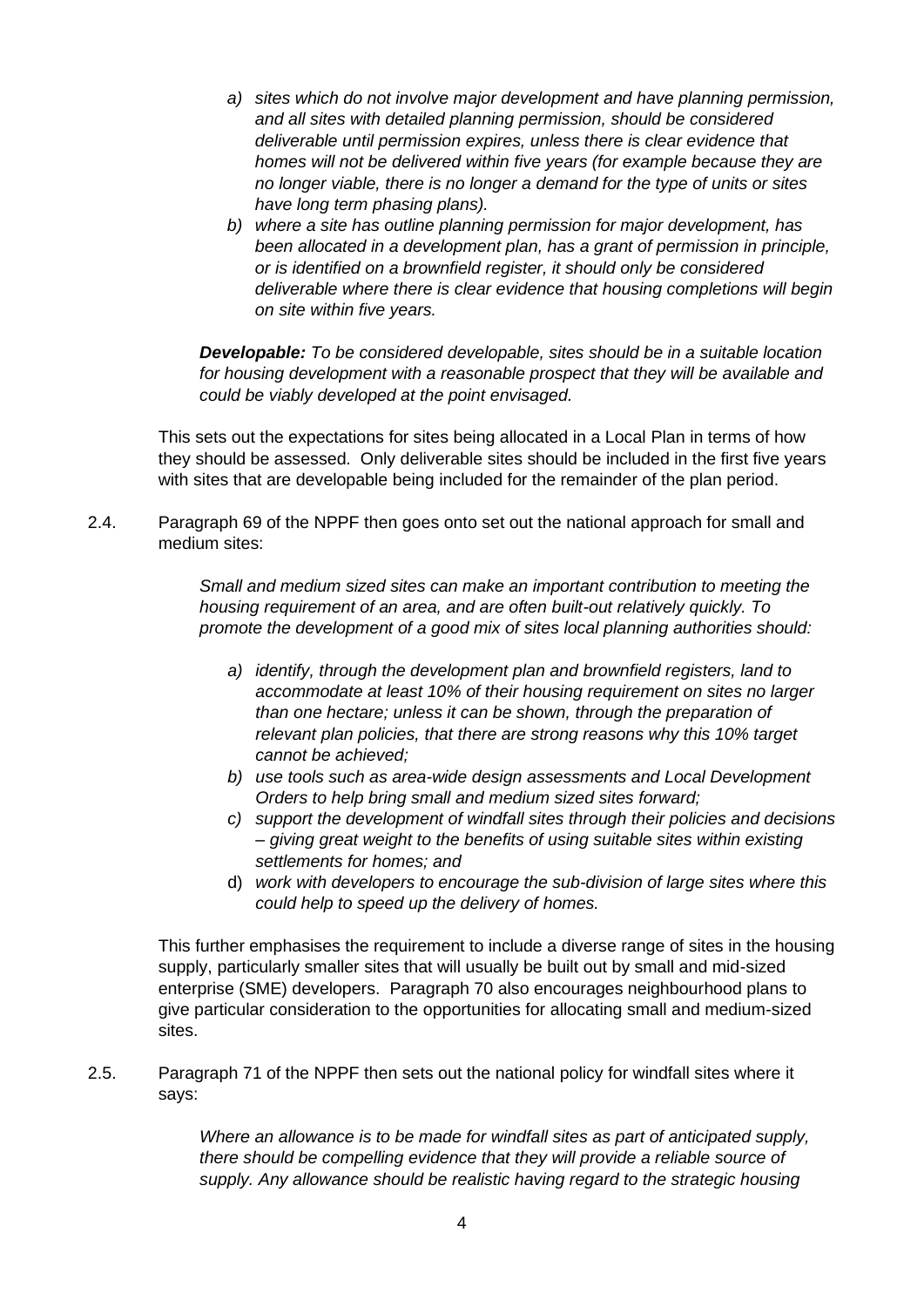> a) *sites which do not involve major development and have planning permission, and all sites with detailed planning permission, should be considered deliverable until permission expires, unless there is clear evidence that homes will not be delivered within five years (for example because they are no longer viable, there is no longer a demand for the type of units or sites have long term phasing plans).*
>
> b) *where a site has outline planning permission for major development, has been allocated in a development plan, has a grant of permission in principle, or is identified on a brownfield register, it should only be considered deliverable where there is clear evidence that housing completions will begin on site within five years.*
>
> ***Developable:*** *To be considered developable, sites should be in a suitable location for housing development with a reasonable prospect that they will be available and could be viably developed at the point envisaged.*

This sets out the expectations for sites being allocated in a Local Plan in terms of how they should be assessed. Only deliverable sites should be included in the first five years with sites that are developable being included for the remainder of the plan period.

2.4. Paragraph 69 of the NPPF then goes onto set out the national approach for small and medium sites:

> *Small and medium sized sites can make an important contribution to meeting the housing requirement of an area, and are often built-out relatively quickly. To promote the development of a good mix of sites local planning authorities should:*
>
> a) *identify, through the development plan and brownfield registers, land to accommodate at least 10% of their housing requirement on sites no larger than one hectare; unless it can be shown, through the preparation of relevant plan policies, that there are strong reasons why this 10% target cannot be achieved;*
>
> b) *use tools such as area-wide design assessments and Local Development Orders to help bring small and medium sized sites forward;*
>
> c) *support the development of windfall sites through their policies and decisions – giving great weight to the benefits of using suitable sites within existing settlements for homes; and*
>
> d) *work with developers to encourage the sub-division of large sites where this could help to speed up the delivery of homes.*

This further emphasises the requirement to include a diverse range of sites in the housing supply, particularly smaller sites that will usually be built out by small and mid-sized enterprise (SME) developers. Paragraph 70 also encourages neighbourhood plans to give particular consideration to the opportunities for allocating small and medium-sized sites.

2.5. Paragraph 71 of the NPPF then sets out the national policy for windfall sites where it says:

> *Where an allowance is to be made for windfall sites as part of anticipated supply, there should be compelling evidence that they will provide a reliable source of supply. Any allowance should be realistic having regard to the strategic housing*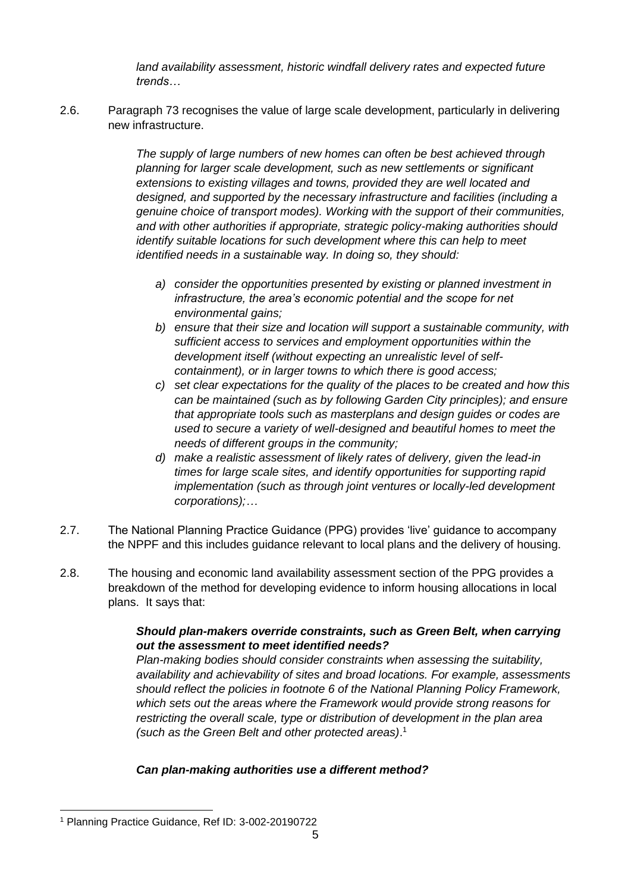*land availability assessment, historic windfall delivery rates and expected future trends…*

2.6. Paragraph 73 recognises the value of large scale development, particularly in delivering new infrastructure.

> *The supply of large numbers of new homes can often be best achieved through planning for larger scale development, such as new settlements or significant extensions to existing villages and towns, provided they are well located and designed, and supported by the necessary infrastructure and facilities (including a genuine choice of transport modes). Working with the support of their communities, and with other authorities if appropriate, strategic policy-making authorities should identify suitable locations for such development where this can help to meet identified needs in a sustainable way. In doing so, they should:*
>
> *a) consider the opportunities presented by existing or planned investment in infrastructure, the area's economic potential and the scope for net environmental gains;*
>
> *b) ensure that their size and location will support a sustainable community, with sufficient access to services and employment opportunities within the development itself (without expecting an unrealistic level of self-containment), or in larger towns to which there is good access;*
>
> *c) set clear expectations for the quality of the places to be created and how this can be maintained (such as by following Garden City principles); and ensure that appropriate tools such as masterplans and design guides or codes are used to secure a variety of well-designed and beautiful homes to meet the needs of different groups in the community;*
>
> *d) make a realistic assessment of likely rates of delivery, given the lead-in times for large scale sites, and identify opportunities for supporting rapid implementation (such as through joint ventures or locally-led development corporations);…*

2.7. The National Planning Practice Guidance (PPG) provides 'live' guidance to accompany the NPPF and this includes guidance relevant to local plans and the delivery of housing.

2.8. The housing and economic land availability assessment section of the PPG provides a breakdown of the method for developing evidence to inform housing allocations in local plans. It says that:

> ***Should plan-makers override constraints, such as Green Belt, when carrying out the assessment to meet identified needs?***
>
> *Plan-making bodies should consider constraints when assessing the suitability, availability and achievability of sites and broad locations. For example, assessments should reflect the policies in footnote 6 of the National Planning Policy Framework, which sets out the areas where the Framework would provide strong reasons for restricting the overall scale, type or distribution of development in the plan area (such as the Green Belt and other protected areas).*[1]
>
> ***Can plan-making authorities use a different method?***

[1] Planning Practice Guidance, Ref ID: 3-002-20190722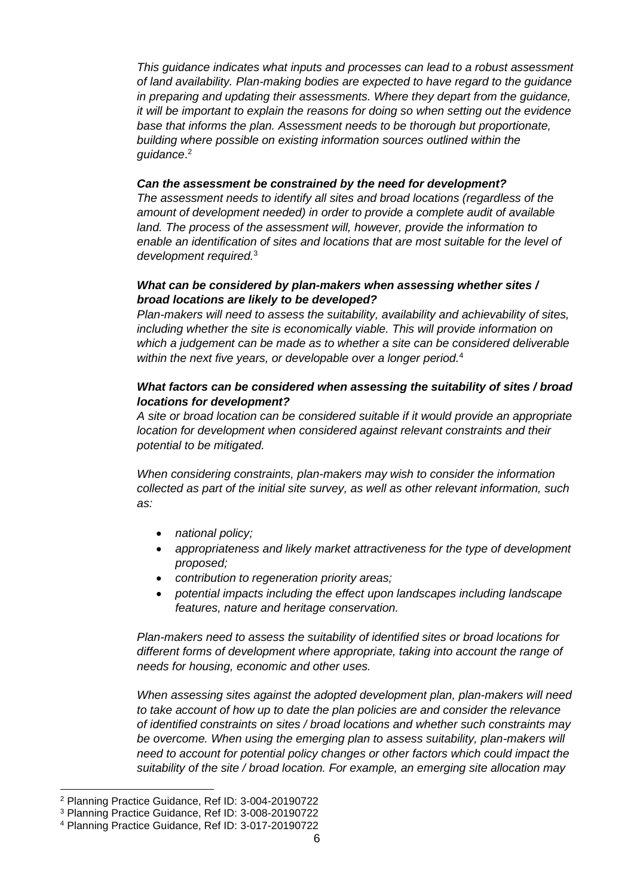*This guidance indicates what inputs and processes can lead to a robust assessment of land availability. Plan-making bodies are expected to have regard to the guidance in preparing and updating their assessments. Where they depart from the guidance, it will be important to explain the reasons for doing so when setting out the evidence base that informs the plan. Assessment needs to be thorough but proportionate, building where possible on existing information sources outlined within the guidance*.[2]

***Can the assessment be constrained by the need for development?***
*The assessment needs to identify all sites and broad locations (regardless of the amount of development needed) in order to provide a complete audit of available land. The process of the assessment will, however, provide the information to enable an identification of sites and locations that are most suitable for the level of development required.*[3]

***What can be considered by plan-makers when assessing whether sites / broad locations are likely to be developed?***
*Plan-makers will need to assess the suitability, availability and achievability of sites, including whether the site is economically viable. This will provide information on which a judgement can be made as to whether a site can be considered deliverable within the next five years, or developable over a longer period.*[4]

***What factors can be considered when assessing the suitability of sites / broad locations for development?***
*A site or broad location can be considered suitable if it would provide an appropriate location for development when considered against relevant constraints and their potential to be mitigated.*

*When considering constraints, plan-makers may wish to consider the information collected as part of the initial site survey, as well as other relevant information, such as:*

- *national policy;*
- *appropriateness and likely market attractiveness for the type of development proposed;*
- *contribution to regeneration priority areas;*
- *potential impacts including the effect upon landscapes including landscape features, nature and heritage conservation.*

*Plan-makers need to assess the suitability of identified sites or broad locations for different forms of development where appropriate, taking into account the range of needs for housing, economic and other uses.*

*When assessing sites against the adopted development plan, plan-makers will need to take account of how up to date the plan policies are and consider the relevance of identified constraints on sites / broad locations and whether such constraints may be overcome. When using the emerging plan to assess suitability, plan-makers will need to account for potential policy changes or other factors which could impact the suitability of the site / broad location. For example, an emerging site allocation may*

[2] Planning Practice Guidance, Ref ID: 3-004-20190722
[3] Planning Practice Guidance, Ref ID: 3-008-20190722
[4] Planning Practice Guidance, Ref ID: 3-017-20190722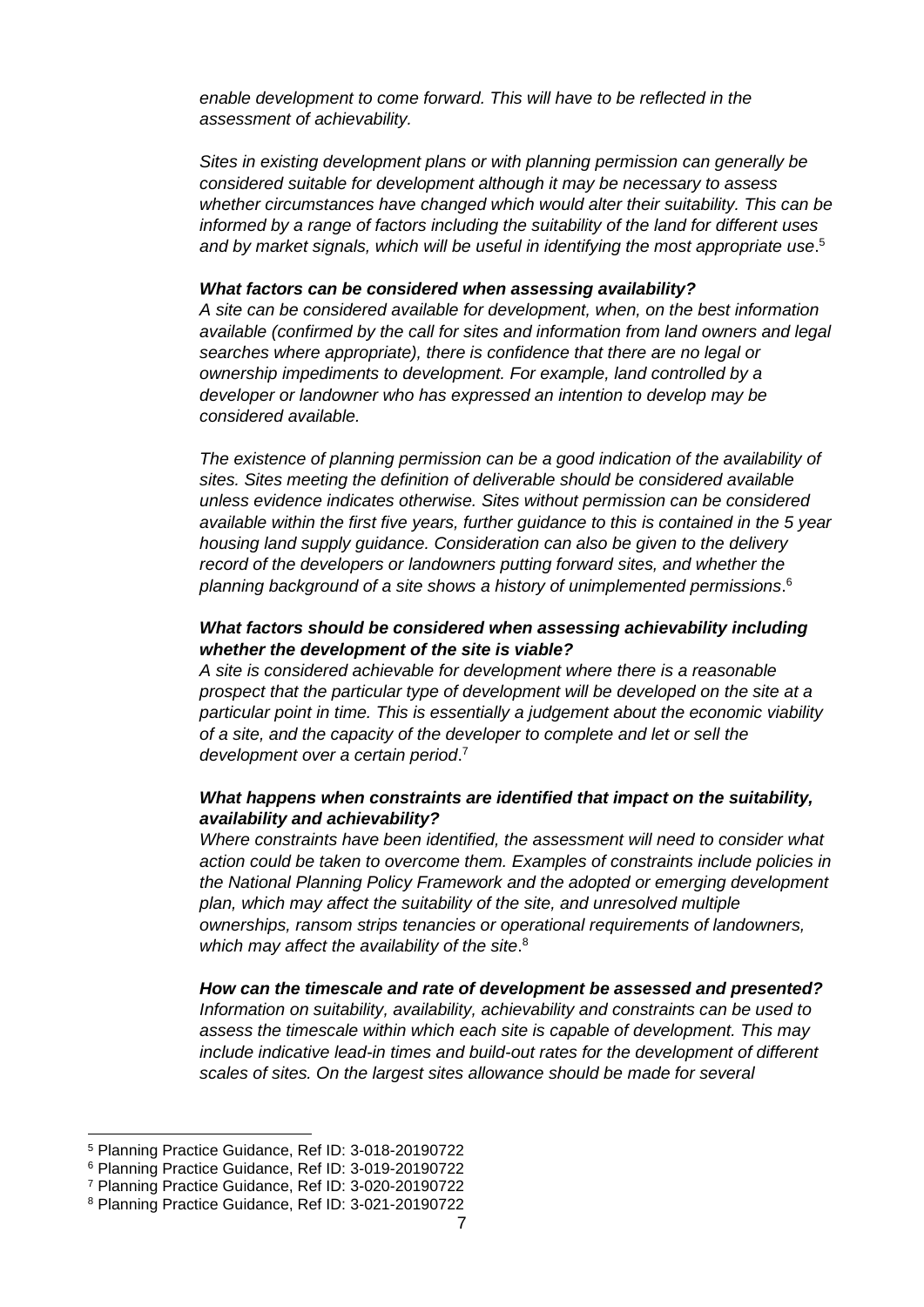*enable development to come forward. This will have to be reflected in the assessment of achievability.*

*Sites in existing development plans or with planning permission can generally be considered suitable for development although it may be necessary to assess whether circumstances have changed which would alter their suitability. This can be informed by a range of factors including the suitability of the land for different uses and by market signals, which will be useful in identifying the most appropriate use*.[5]

***What factors can be considered when assessing availability?***
*A site can be considered available for development, when, on the best information available (confirmed by the call for sites and information from land owners and legal searches where appropriate), there is confidence that there are no legal or ownership impediments to development. For example, land controlled by a developer or landowner who has expressed an intention to develop may be considered available.*

*The existence of planning permission can be a good indication of the availability of sites. Sites meeting the definition of deliverable should be considered available unless evidence indicates otherwise. Sites without permission can be considered available within the first five years, further guidance to this is contained in the 5 year housing land supply guidance. Consideration can also be given to the delivery record of the developers or landowners putting forward sites, and whether the planning background of a site shows a history of unimplemented permissions*.[6]

***What factors should be considered when assessing achievability including whether the development of the site is viable?***
*A site is considered achievable for development where there is a reasonable prospect that the particular type of development will be developed on the site at a particular point in time. This is essentially a judgement about the economic viability of a site, and the capacity of the developer to complete and let or sell the development over a certain period*.[7]

***What happens when constraints are identified that impact on the suitability, availability and achievability?***
*Where constraints have been identified, the assessment will need to consider what action could be taken to overcome them. Examples of constraints include policies in the National Planning Policy Framework and the adopted or emerging development plan, which may affect the suitability of the site, and unresolved multiple ownerships, ransom strips tenancies or operational requirements of landowners, which may affect the availability of the site*.[8]

***How can the timescale and rate of development be assessed and presented?***
*Information on suitability, availability, achievability and constraints can be used to assess the timescale within which each site is capable of development. This may include indicative lead-in times and build-out rates for the development of different scales of sites. On the largest sites allowance should be made for several*

[5] Planning Practice Guidance, Ref ID: 3-018-20190722
[6] Planning Practice Guidance, Ref ID: 3-019-20190722
[7] Planning Practice Guidance, Ref ID: 3-020-20190722
[8] Planning Practice Guidance, Ref ID: 3-021-20190722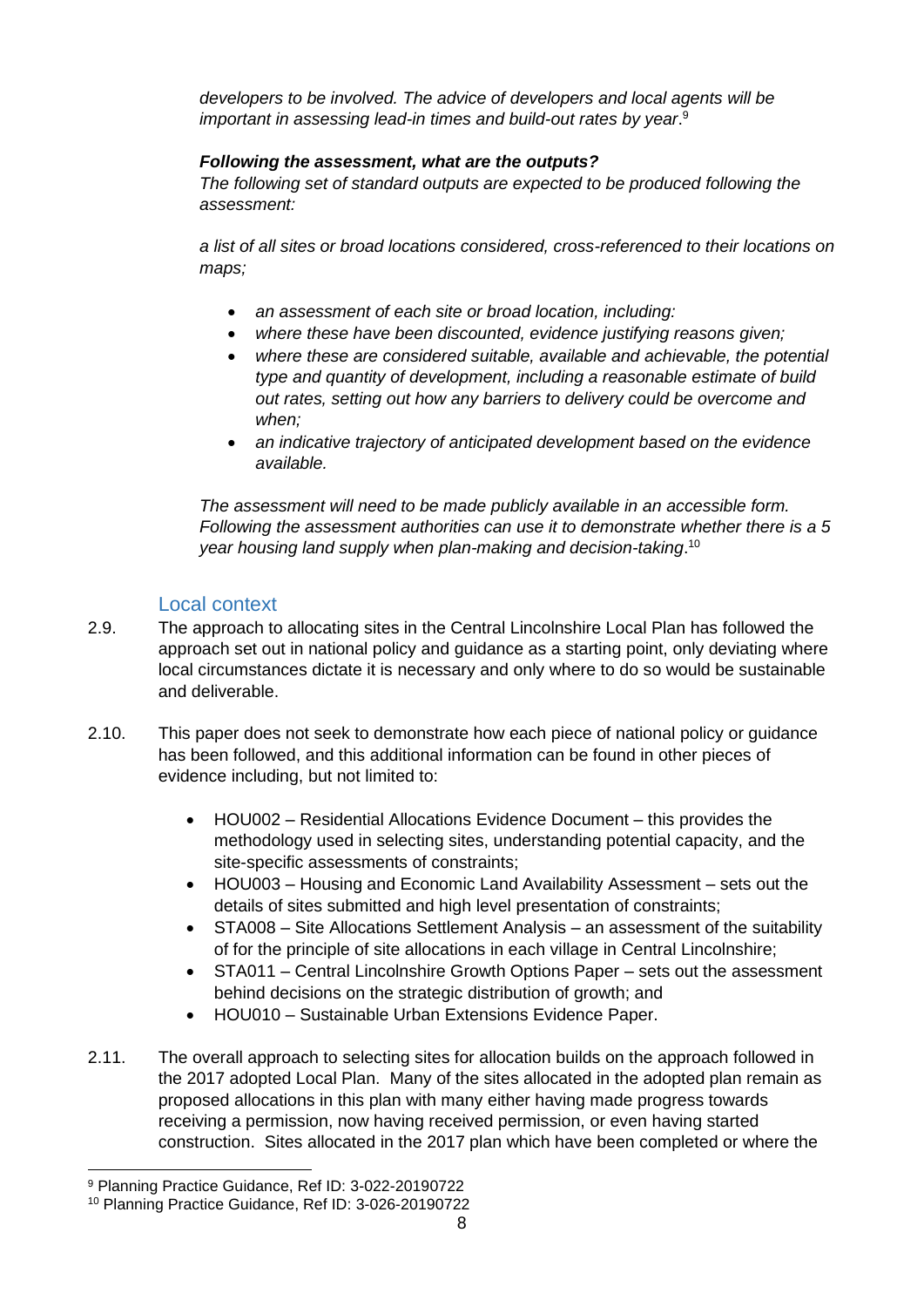*developers to be involved. The advice of developers and local agents will be important in assessing lead-in times and build-out rates by year*.[9]

***Following the assessment, what are the outputs?***

*The following set of standard outputs are expected to be produced following the assessment:*

*a list of all sites or broad locations considered, cross-referenced to their locations on maps;*

- *an assessment of each site or broad location, including:*
- *where these have been discounted, evidence justifying reasons given;*
- *where these are considered suitable, available and achievable, the potential type and quantity of development, including a reasonable estimate of build out rates, setting out how any barriers to delivery could be overcome and when;*
- *an indicative trajectory of anticipated development based on the evidence available.*

*The assessment will need to be made publicly available in an accessible form. Following the assessment authorities can use it to demonstrate whether there is a 5 year housing land supply when plan-making and decision-taking*.[10]

## Local context

2.9. The approach to allocating sites in the Central Lincolnshire Local Plan has followed the approach set out in national policy and guidance as a starting point, only deviating where local circumstances dictate it is necessary and only where to do so would be sustainable and deliverable.

2.10. This paper does not seek to demonstrate how each piece of national policy or guidance has been followed, and this additional information can be found in other pieces of evidence including, but not limited to:

- HOU002 – Residential Allocations Evidence Document – this provides the methodology used in selecting sites, understanding potential capacity, and the site-specific assessments of constraints;
- HOU003 – Housing and Economic Land Availability Assessment – sets out the details of sites submitted and high level presentation of constraints;
- STA008 – Site Allocations Settlement Analysis – an assessment of the suitability of for the principle of site allocations in each village in Central Lincolnshire;
- STA011 – Central Lincolnshire Growth Options Paper – sets out the assessment behind decisions on the strategic distribution of growth; and
- HOU010 – Sustainable Urban Extensions Evidence Paper.

2.11. The overall approach to selecting sites for allocation builds on the approach followed in the 2017 adopted Local Plan. Many of the sites allocated in the adopted plan remain as proposed allocations in this plan with many either having made progress towards receiving a permission, now having received permission, or even having started construction. Sites allocated in the 2017 plan which have been completed or where the

[9] Planning Practice Guidance, Ref ID: 3-022-20190722

[10] Planning Practice Guidance, Ref ID: 3-026-20190722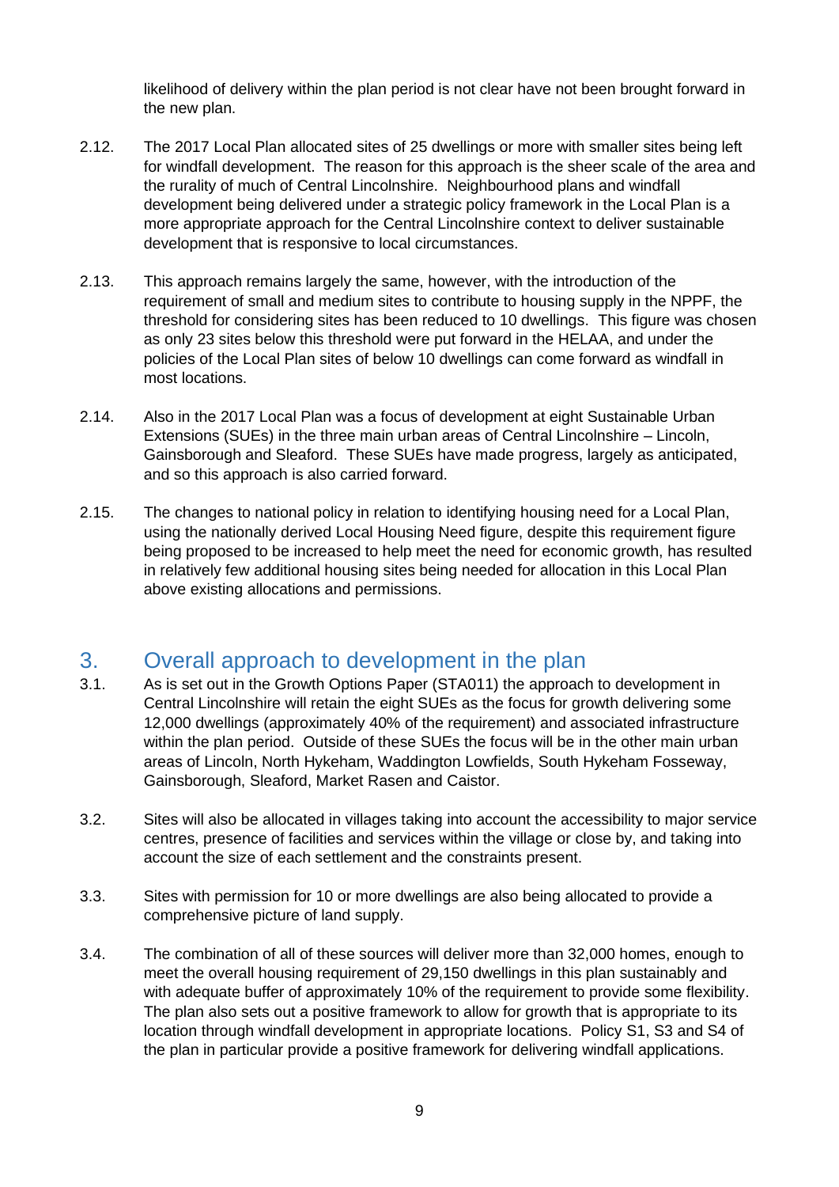likelihood of delivery within the plan period is not clear have not been brought forward in the new plan.

2.12. The 2017 Local Plan allocated sites of 25 dwellings or more with smaller sites being left for windfall development. The reason for this approach is the sheer scale of the area and the rurality of much of Central Lincolnshire. Neighbourhood plans and windfall development being delivered under a strategic policy framework in the Local Plan is a more appropriate approach for the Central Lincolnshire context to deliver sustainable development that is responsive to local circumstances.

2.13. This approach remains largely the same, however, with the introduction of the requirement of small and medium sites to contribute to housing supply in the NPPF, the threshold for considering sites has been reduced to 10 dwellings. This figure was chosen as only 23 sites below this threshold were put forward in the HELAA, and under the policies of the Local Plan sites of below 10 dwellings can come forward as windfall in most locations.

2.14. Also in the 2017 Local Plan was a focus of development at eight Sustainable Urban Extensions (SUEs) in the three main urban areas of Central Lincolnshire – Lincoln, Gainsborough and Sleaford. These SUEs have made progress, largely as anticipated, and so this approach is also carried forward.

2.15. The changes to national policy in relation to identifying housing need for a Local Plan, using the nationally derived Local Housing Need figure, despite this requirement figure being proposed to be increased to help meet the need for economic growth, has resulted in relatively few additional housing sites being needed for allocation in this Local Plan above existing allocations and permissions.

# 3. Overall approach to development in the plan

3.1. As is set out in the Growth Options Paper (STA011) the approach to development in Central Lincolnshire will retain the eight SUEs as the focus for growth delivering some 12,000 dwellings (approximately 40% of the requirement) and associated infrastructure within the plan period. Outside of these SUEs the focus will be in the other main urban areas of Lincoln, North Hykeham, Waddington Lowfields, South Hykeham Fosseway, Gainsborough, Sleaford, Market Rasen and Caistor.

3.2. Sites will also be allocated in villages taking into account the accessibility to major service centres, presence of facilities and services within the village or close by, and taking into account the size of each settlement and the constraints present.

3.3. Sites with permission for 10 or more dwellings are also being allocated to provide a comprehensive picture of land supply.

3.4. The combination of all of these sources will deliver more than 32,000 homes, enough to meet the overall housing requirement of 29,150 dwellings in this plan sustainably and with adequate buffer of approximately 10% of the requirement to provide some flexibility. The plan also sets out a positive framework to allow for growth that is appropriate to its location through windfall development in appropriate locations. Policy S1, S3 and S4 of the plan in particular provide a positive framework for delivering windfall applications.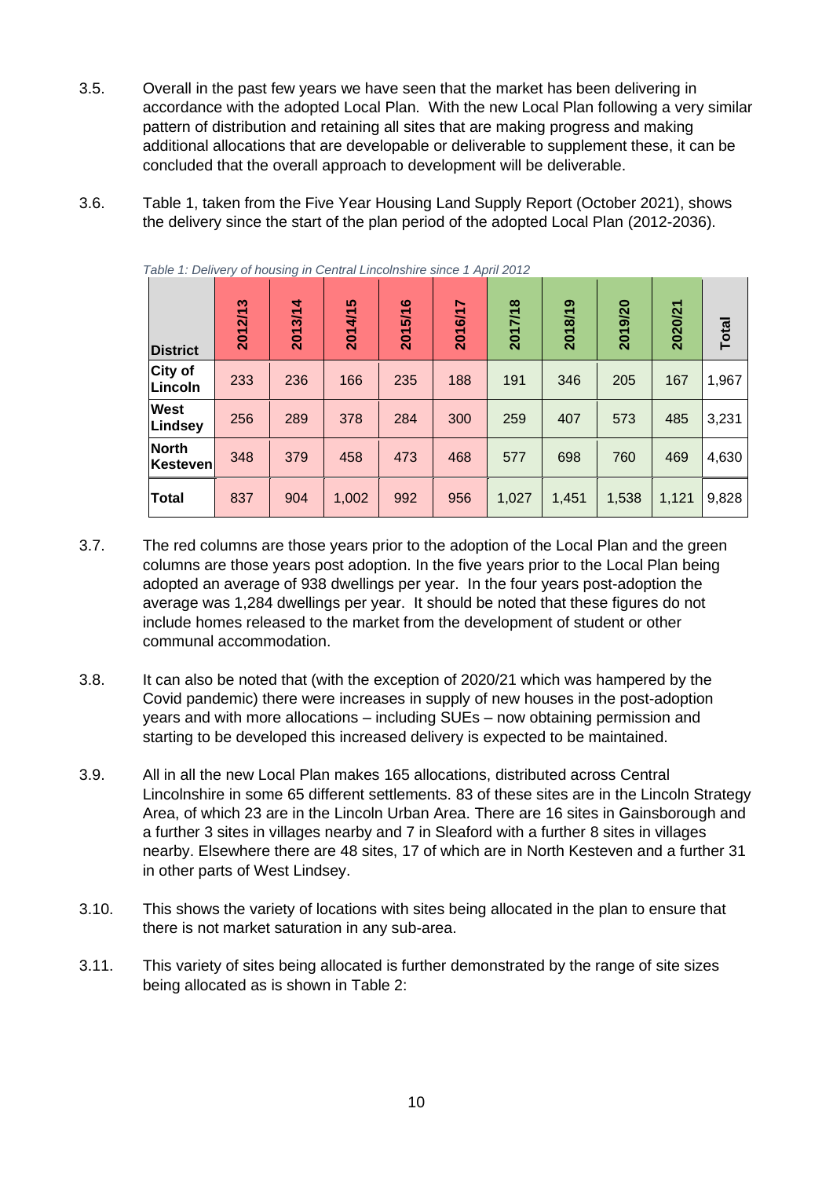3.5. Overall in the past few years we have seen that the market has been delivering in accordance with the adopted Local Plan. With the new Local Plan following a very similar pattern of distribution and retaining all sites that are making progress and making additional allocations that are developable or deliverable to supplement these, it can be concluded that the overall approach to development will be deliverable.

3.6. Table 1, taken from the Five Year Housing Land Supply Report (October 2021), shows the delivery since the start of the plan period of the adopted Local Plan (2012-2036).

*Table 1: Delivery of housing in Central Lincolnshire since 1 April 2012*

| District | 2012/13 | 2013/14 | 2014/15 | 2015/16 | 2016/17 | 2017/18 | 2018/19 | 2019/20 | 2020/21 | Total |
|---|---|---|---|---|---|---|---|---|---|---|
| **City of Lincoln** | 233 | 236 | 166 | 235 | 188 | 191 | 346 | 205 | 167 | 1,967 |
| **West Lindsey** | 256 | 289 | 378 | 284 | 300 | 259 | 407 | 573 | 485 | 3,231 |
| **North Kesteven** | 348 | 379 | 458 | 473 | 468 | 577 | 698 | 760 | 469 | 4,630 |
| **Total** | 837 | 904 | 1,002 | 992 | 956 | 1,027 | 1,451 | 1,538 | 1,121 | 9,828 |

3.7. The red columns are those years prior to the adoption of the Local Plan and the green columns are those years post adoption. In the five years prior to the Local Plan being adopted an average of 938 dwellings per year. In the four years post-adoption the average was 1,284 dwellings per year. It should be noted that these figures do not include homes released to the market from the development of student or other communal accommodation.

3.8. It can also be noted that (with the exception of 2020/21 which was hampered by the Covid pandemic) there were increases in supply of new houses in the post-adoption years and with more allocations – including SUEs – now obtaining permission and starting to be developed this increased delivery is expected to be maintained.

3.9. All in all the new Local Plan makes 165 allocations, distributed across Central Lincolnshire in some 65 different settlements. 83 of these sites are in the Lincoln Strategy Area, of which 23 are in the Lincoln Urban Area. There are 16 sites in Gainsborough and a further 3 sites in villages nearby and 7 in Sleaford with a further 8 sites in villages nearby. Elsewhere there are 48 sites, 17 of which are in North Kesteven and a further 31 in other parts of West Lindsey.

3.10. This shows the variety of locations with sites being allocated in the plan to ensure that there is not market saturation in any sub-area.

3.11. This variety of sites being allocated is further demonstrated by the range of site sizes being allocated as is shown in Table 2: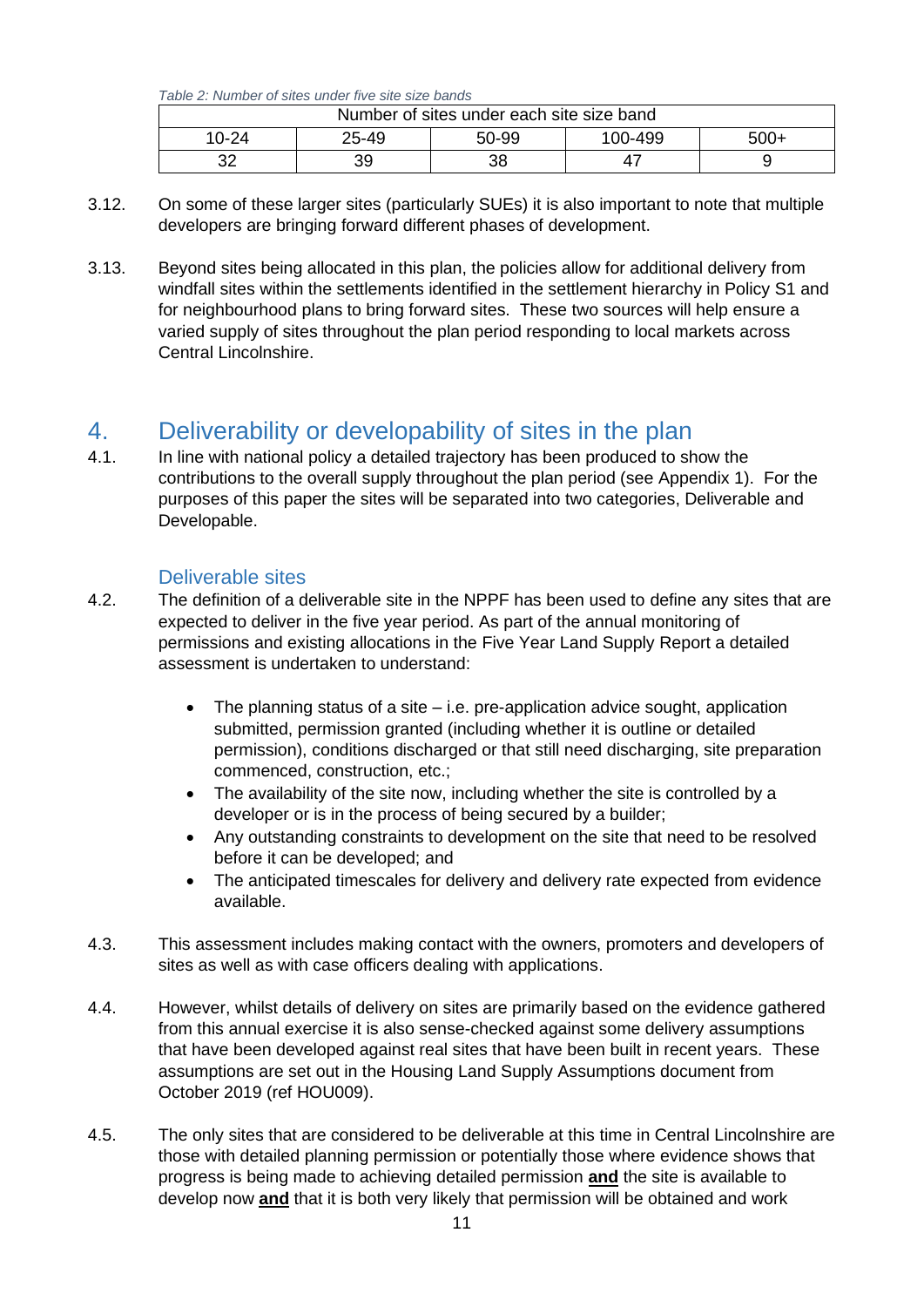*Table 2: Number of sites under five site size bands*

| Number of sites under each site size band | | | | |
|---|---|---|---|---|
| 10-24 | 25-49 | 50-99 | 100-499 | 500+ |
| 32 | 39 | 38 | 47 | 9 |

3.12. On some of these larger sites (particularly SUEs) it is also important to note that multiple developers are bringing forward different phases of development.

3.13. Beyond sites being allocated in this plan, the policies allow for additional delivery from windfall sites within the settlements identified in the settlement hierarchy in Policy S1 and for neighbourhood plans to bring forward sites. These two sources will help ensure a varied supply of sites throughout the plan period responding to local markets across Central Lincolnshire.

# 4. Deliverability or developability of sites in the plan

4.1. In line with national policy a detailed trajectory has been produced to show the contributions to the overall supply throughout the plan period (see Appendix 1). For the purposes of this paper the sites will be separated into two categories, Deliverable and Developable.

## Deliverable sites

4.2. The definition of a deliverable site in the NPPF has been used to define any sites that are expected to deliver in the five year period. As part of the annual monitoring of permissions and existing allocations in the Five Year Land Supply Report a detailed assessment is undertaken to understand:

- The planning status of a site – i.e. pre-application advice sought, application submitted, permission granted (including whether it is outline or detailed permission), conditions discharged or that still need discharging, site preparation commenced, construction, etc.;
- The availability of the site now, including whether the site is controlled by a developer or is in the process of being secured by a builder;
- Any outstanding constraints to development on the site that need to be resolved before it can be developed; and
- The anticipated timescales for delivery and delivery rate expected from evidence available.

4.3. This assessment includes making contact with the owners, promoters and developers of sites as well as with case officers dealing with applications.

4.4. However, whilst details of delivery on sites are primarily based on the evidence gathered from this annual exercise it is also sense-checked against some delivery assumptions that have been developed against real sites that have been built in recent years. These assumptions are set out in the Housing Land Supply Assumptions document from October 2019 (ref HOU009).

4.5. The only sites that are considered to be deliverable at this time in Central Lincolnshire are those with detailed planning permission or potentially those where evidence shows that progress is being made to achieving detailed permission **and** the site is available to develop now **and** that it is both very likely that permission will be obtained and work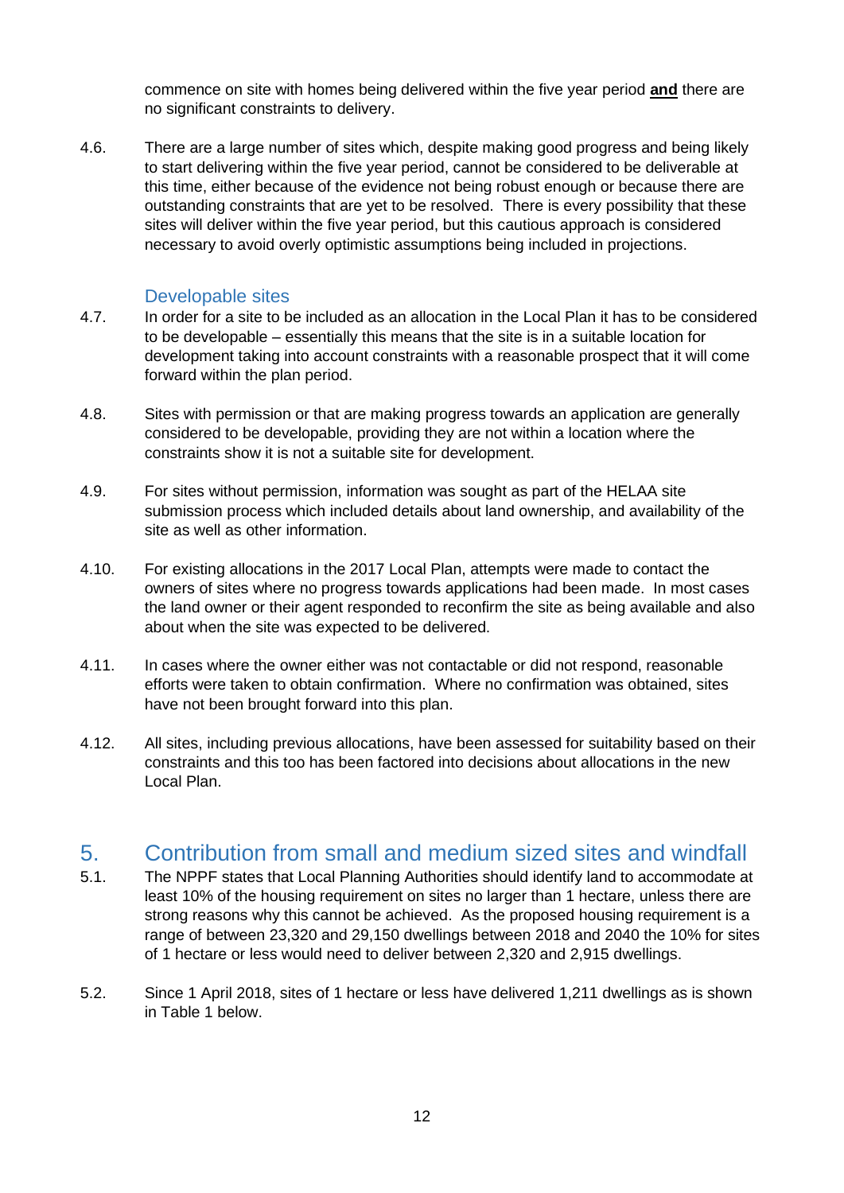commence on site with homes being delivered within the five year period **and** there are no significant constraints to delivery.

4.6. There are a large number of sites which, despite making good progress and being likely to start delivering within the five year period, cannot be considered to be deliverable at this time, either because of the evidence not being robust enough or because there are outstanding constraints that are yet to be resolved. There is every possibility that these sites will deliver within the five year period, but this cautious approach is considered necessary to avoid overly optimistic assumptions being included in projections.

### Developable sites

4.7. In order for a site to be included as an allocation in the Local Plan it has to be considered to be developable – essentially this means that the site is in a suitable location for development taking into account constraints with a reasonable prospect that it will come forward within the plan period.

4.8. Sites with permission or that are making progress towards an application are generally considered to be developable, providing they are not within a location where the constraints show it is not a suitable site for development.

4.9. For sites without permission, information was sought as part of the HELAA site submission process which included details about land ownership, and availability of the site as well as other information.

4.10. For existing allocations in the 2017 Local Plan, attempts were made to contact the owners of sites where no progress towards applications had been made. In most cases the land owner or their agent responded to reconfirm the site as being available and also about when the site was expected to be delivered.

4.11. In cases where the owner either was not contactable or did not respond, reasonable efforts were taken to obtain confirmation. Where no confirmation was obtained, sites have not been brought forward into this plan.

4.12. All sites, including previous allocations, have been assessed for suitability based on their constraints and this too has been factored into decisions about allocations in the new Local Plan.

## 5. Contribution from small and medium sized sites and windfall

5.1. The NPPF states that Local Planning Authorities should identify land to accommodate at least 10% of the housing requirement on sites no larger than 1 hectare, unless there are strong reasons why this cannot be achieved. As the proposed housing requirement is a range of between 23,320 and 29,150 dwellings between 2018 and 2040 the 10% for sites of 1 hectare or less would need to deliver between 2,320 and 2,915 dwellings.

5.2. Since 1 April 2018, sites of 1 hectare or less have delivered 1,211 dwellings as is shown in Table 1 below.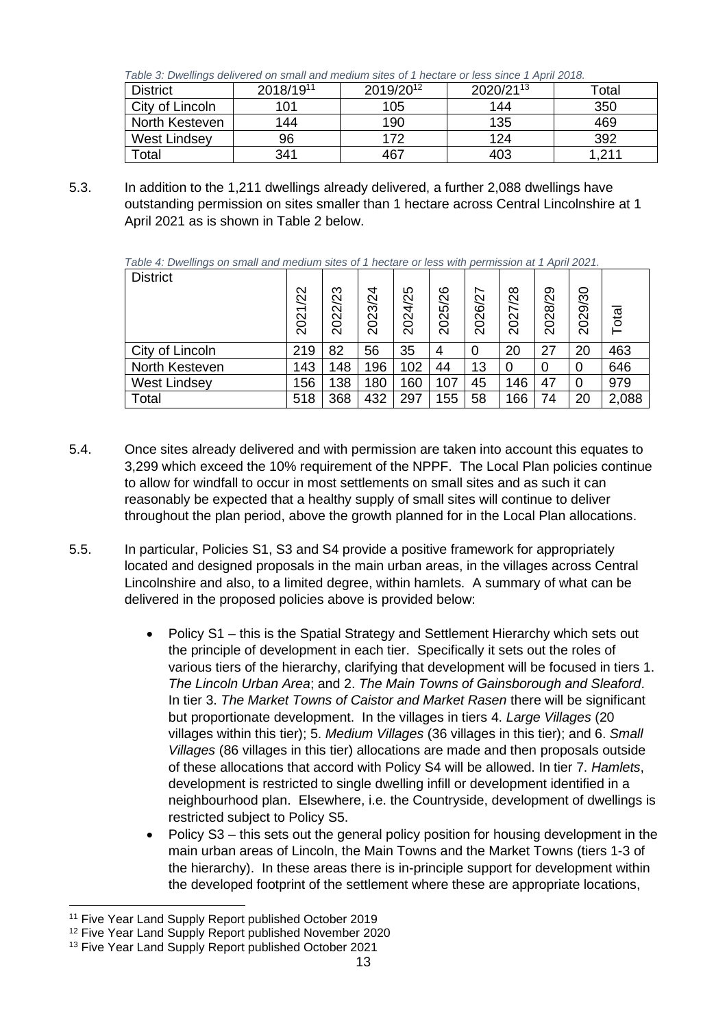*Table 3: Dwellings delivered on small and medium sites of 1 hectare or less since 1 April 2018.*

| District | 2018/19[11] | 2019/20[12] | 2020/21[13] | Total |
|---|---|---|---|---|
| City of Lincoln | 101 | 105 | 144 | 350 |
| North Kesteven | 144 | 190 | 135 | 469 |
| West Lindsey | 96 | 172 | 124 | 392 |
| Total | 341 | 467 | 403 | 1,211 |

5.3. In addition to the 1,211 dwellings already delivered, a further 2,088 dwellings have outstanding permission on sites smaller than 1 hectare across Central Lincolnshire at 1 April 2021 as is shown in Table 2 below.

*Table 4: Dwellings on small and medium sites of 1 hectare or less with permission at 1 April 2021.*

| District | 2021/22 | 2022/23 | 2023/24 | 2024/25 | 2025/26 | 2026/27 | 2027/28 | 2028/29 | 2029/30 | Total |
|---|---|---|---|---|---|---|---|---|---|---|
| City of Lincoln | 219 | 82 | 56 | 35 | 4 | 0 | 20 | 27 | 20 | 463 |
| North Kesteven | 143 | 148 | 196 | 102 | 44 | 13 | 0 | 0 | 0 | 646 |
| West Lindsey | 156 | 138 | 180 | 160 | 107 | 45 | 146 | 47 | 0 | 979 |
| Total | 518 | 368 | 432 | 297 | 155 | 58 | 166 | 74 | 20 | 2,088 |

5.4. Once sites already delivered and with permission are taken into account this equates to 3,299 which exceed the 10% requirement of the NPPF. The Local Plan policies continue to allow for windfall to occur in most settlements on small sites and as such it can reasonably be expected that a healthy supply of small sites will continue to deliver throughout the plan period, above the growth planned for in the Local Plan allocations.

5.5. In particular, Policies S1, S3 and S4 provide a positive framework for appropriately located and designed proposals in the main urban areas, in the villages across Central Lincolnshire and also, to a limited degree, within hamlets. A summary of what can be delivered in the proposed policies above is provided below:

- Policy S1 – this is the Spatial Strategy and Settlement Hierarchy which sets out the principle of development in each tier. Specifically it sets out the roles of various tiers of the hierarchy, clarifying that development will be focused in tiers 1. *The Lincoln Urban Area*; and 2. *The Main Towns of Gainsborough and Sleaford*. In tier 3. *The Market Towns of Caistor and Market Rasen* there will be significant but proportionate development. In the villages in tiers 4. *Large Villages* (20 villages within this tier); 5. *Medium Villages* (36 villages in this tier); and 6. *Small Villages* (86 villages in this tier) allocations are made and then proposals outside of these allocations that accord with Policy S4 will be allowed. In tier 7. *Hamlets*, development is restricted to single dwelling infill or development identified in a neighbourhood plan. Elsewhere, i.e. the Countryside, development of dwellings is restricted subject to Policy S5.
- Policy S3 – this sets out the general policy position for housing development in the main urban areas of Lincoln, the Main Towns and the Market Towns (tiers 1-3 of the hierarchy). In these areas there is in-principle support for development within the developed footprint of the settlement where these are appropriate locations,

[11] Five Year Land Supply Report published October 2019
[12] Five Year Land Supply Report published November 2020
[13] Five Year Land Supply Report published October 2021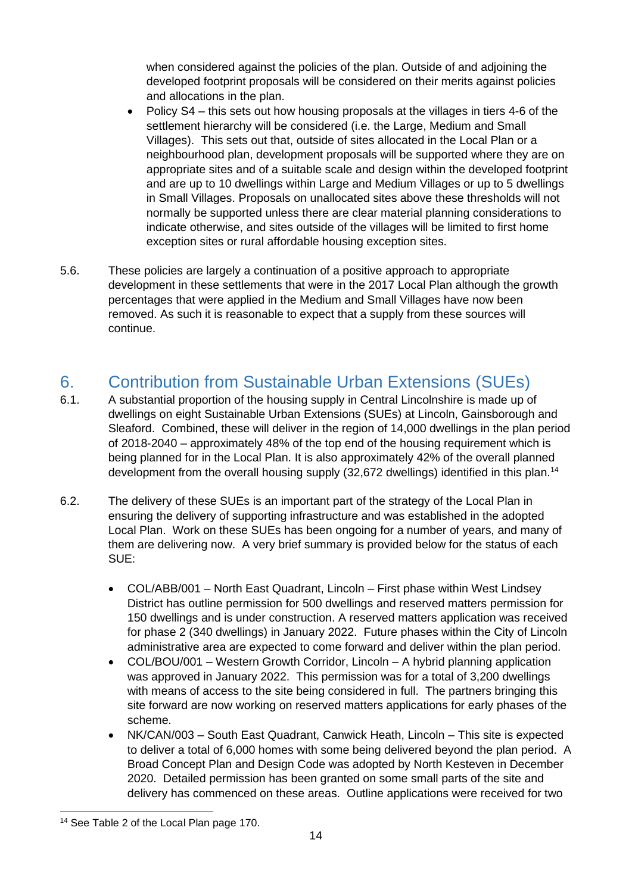when considered against the policies of the plan. Outside of and adjoining the developed footprint proposals will be considered on their merits against policies and allocations in the plan.

- Policy S4 – this sets out how housing proposals at the villages in tiers 4-6 of the settlement hierarchy will be considered (i.e. the Large, Medium and Small Villages). This sets out that, outside of sites allocated in the Local Plan or a neighbourhood plan, development proposals will be supported where they are on appropriate sites and of a suitable scale and design within the developed footprint and are up to 10 dwellings within Large and Medium Villages or up to 5 dwellings in Small Villages. Proposals on unallocated sites above these thresholds will not normally be supported unless there are clear material planning considerations to indicate otherwise, and sites outside of the villages will be limited to first home exception sites or rural affordable housing exception sites.

5.6. These policies are largely a continuation of a positive approach to appropriate development in these settlements that were in the 2017 Local Plan although the growth percentages that were applied in the Medium and Small Villages have now been removed. As such it is reasonable to expect that a supply from these sources will continue.

# 6. Contribution from Sustainable Urban Extensions (SUEs)

6.1. A substantial proportion of the housing supply in Central Lincolnshire is made up of dwellings on eight Sustainable Urban Extensions (SUEs) at Lincoln, Gainsborough and Sleaford. Combined, these will deliver in the region of 14,000 dwellings in the plan period of 2018-2040 – approximately 48% of the top end of the housing requirement which is being planned for in the Local Plan. It is also approximately 42% of the overall planned development from the overall housing supply (32,672 dwellings) identified in this plan.[14]

6.2. The delivery of these SUEs is an important part of the strategy of the Local Plan in ensuring the delivery of supporting infrastructure and was established in the adopted Local Plan. Work on these SUEs has been ongoing for a number of years, and many of them are delivering now. A very brief summary is provided below for the status of each SUE:

- COL/ABB/001 – North East Quadrant, Lincoln – First phase within West Lindsey District has outline permission for 500 dwellings and reserved matters permission for 150 dwellings and is under construction. A reserved matters application was received for phase 2 (340 dwellings) in January 2022. Future phases within the City of Lincoln administrative area are expected to come forward and deliver within the plan period.
- COL/BOU/001 – Western Growth Corridor, Lincoln – A hybrid planning application was approved in January 2022. This permission was for a total of 3,200 dwellings with means of access to the site being considered in full. The partners bringing this site forward are now working on reserved matters applications for early phases of the scheme.
- NK/CAN/003 – South East Quadrant, Canwick Heath, Lincoln – This site is expected to deliver a total of 6,000 homes with some being delivered beyond the plan period. A Broad Concept Plan and Design Code was adopted by North Kesteven in December 2020. Detailed permission has been granted on some small parts of the site and delivery has commenced on these areas. Outline applications were received for two

[14] See Table 2 of the Local Plan page 170.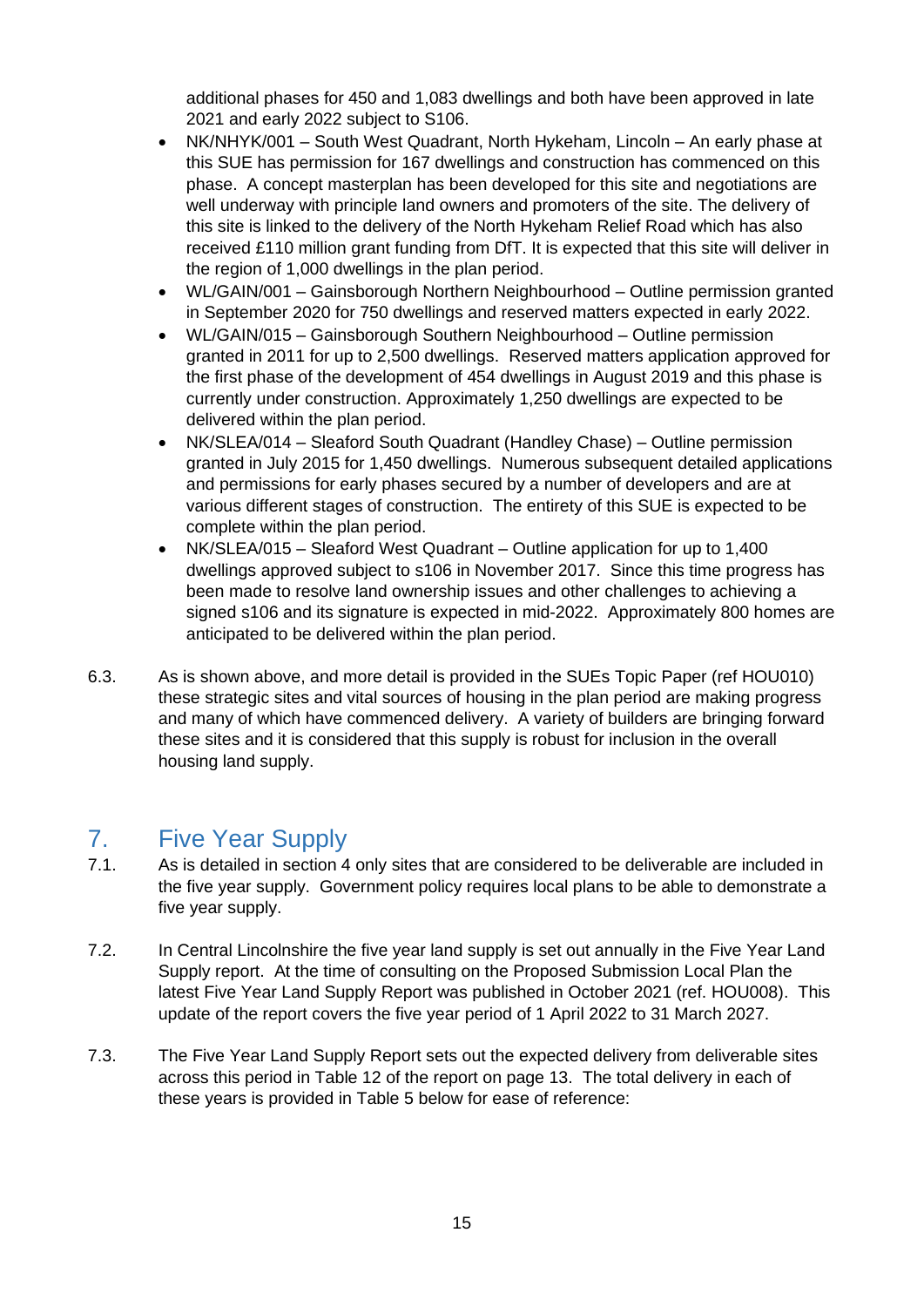additional phases for 450 and 1,083 dwellings and both have been approved in late 2021 and early 2022 subject to S106.

- NK/NHYK/001 – South West Quadrant, North Hykeham, Lincoln – An early phase at this SUE has permission for 167 dwellings and construction has commenced on this phase. A concept masterplan has been developed for this site and negotiations are well underway with principle land owners and promoters of the site. The delivery of this site is linked to the delivery of the North Hykeham Relief Road which has also received £110 million grant funding from DfT. It is expected that this site will deliver in the region of 1,000 dwellings in the plan period.
- WL/GAIN/001 – Gainsborough Northern Neighbourhood – Outline permission granted in September 2020 for 750 dwellings and reserved matters expected in early 2022.
- WL/GAIN/015 – Gainsborough Southern Neighbourhood – Outline permission granted in 2011 for up to 2,500 dwellings. Reserved matters application approved for the first phase of the development of 454 dwellings in August 2019 and this phase is currently under construction. Approximately 1,250 dwellings are expected to be delivered within the plan period.
- NK/SLEA/014 – Sleaford South Quadrant (Handley Chase) – Outline permission granted in July 2015 for 1,450 dwellings. Numerous subsequent detailed applications and permissions for early phases secured by a number of developers and are at various different stages of construction. The entirety of this SUE is expected to be complete within the plan period.
- NK/SLEA/015 – Sleaford West Quadrant – Outline application for up to 1,400 dwellings approved subject to s106 in November 2017. Since this time progress has been made to resolve land ownership issues and other challenges to achieving a signed s106 and its signature is expected in mid-2022. Approximately 800 homes are anticipated to be delivered within the plan period.

6.3. As is shown above, and more detail is provided in the SUEs Topic Paper (ref HOU010) these strategic sites and vital sources of housing in the plan period are making progress and many of which have commenced delivery. A variety of builders are bringing forward these sites and it is considered that this supply is robust for inclusion in the overall housing land supply.

## 7. Five Year Supply

7.1. As is detailed in section 4 only sites that are considered to be deliverable are included in the five year supply. Government policy requires local plans to be able to demonstrate a five year supply.

7.2. In Central Lincolnshire the five year land supply is set out annually in the Five Year Land Supply report. At the time of consulting on the Proposed Submission Local Plan the latest Five Year Land Supply Report was published in October 2021 (ref. HOU008). This update of the report covers the five year period of 1 April 2022 to 31 March 2027.

7.3. The Five Year Land Supply Report sets out the expected delivery from deliverable sites across this period in Table 12 of the report on page 13. The total delivery in each of these years is provided in Table 5 below for ease of reference: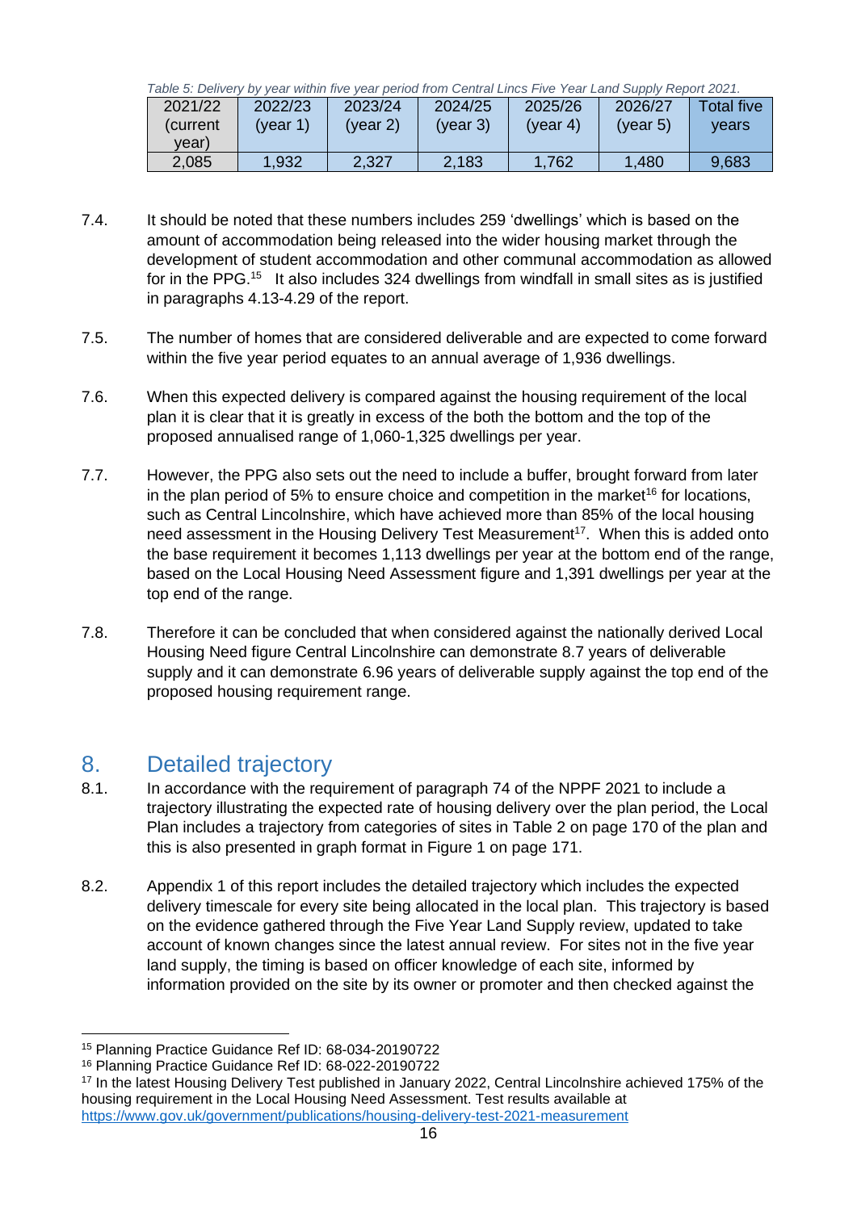*Table 5: Delivery by year within five year period from Central Lincs Five Year Land Supply Report 2021.*

| 2021/22 (current year) | 2022/23 (year 1) | 2023/24 (year 2) | 2024/25 (year 3) | 2025/26 (year 4) | 2026/27 (year 5) | Total five years |
|---|---|---|---|---|---|---|
| 2,085 | 1,932 | 2,327 | 2,183 | 1,762 | 1,480 | 9,683 |

7.4. It should be noted that these numbers includes 259 'dwellings' which is based on the amount of accommodation being released into the wider housing market through the development of student accommodation and other communal accommodation as allowed for in the PPG.[15] It also includes 324 dwellings from windfall in small sites as is justified in paragraphs 4.13-4.29 of the report.

7.5. The number of homes that are considered deliverable and are expected to come forward within the five year period equates to an annual average of 1,936 dwellings.

7.6. When this expected delivery is compared against the housing requirement of the local plan it is clear that it is greatly in excess of the both the bottom and the top of the proposed annualised range of 1,060-1,325 dwellings per year.

7.7. However, the PPG also sets out the need to include a buffer, brought forward from later in the plan period of 5% to ensure choice and competition in the market[16] for locations, such as Central Lincolnshire, which have achieved more than 85% of the local housing need assessment in the Housing Delivery Test Measurement[17]. When this is added onto the base requirement it becomes 1,113 dwellings per year at the bottom end of the range, based on the Local Housing Need Assessment figure and 1,391 dwellings per year at the top end of the range.

7.8. Therefore it can be concluded that when considered against the nationally derived Local Housing Need figure Central Lincolnshire can demonstrate 8.7 years of deliverable supply and it can demonstrate 6.96 years of deliverable supply against the top end of the proposed housing requirement range.

## 8. Detailed trajectory

8.1. In accordance with the requirement of paragraph 74 of the NPPF 2021 to include a trajectory illustrating the expected rate of housing delivery over the plan period, the Local Plan includes a trajectory from categories of sites in Table 2 on page 170 of the plan and this is also presented in graph format in Figure 1 on page 171.

8.2. Appendix 1 of this report includes the detailed trajectory which includes the expected delivery timescale for every site being allocated in the local plan. This trajectory is based on the evidence gathered through the Five Year Land Supply review, updated to take account of known changes since the latest annual review. For sites not in the five year land supply, the timing is based on officer knowledge of each site, informed by information provided on the site by its owner or promoter and then checked against the

---

[15] Planning Practice Guidance Ref ID: 68-034-20190722

[16] Planning Practice Guidance Ref ID: 68-022-20190722

[17] In the latest Housing Delivery Test published in January 2022, Central Lincolnshire achieved 175% of the housing requirement in the Local Housing Need Assessment. Test results available at https://www.gov.uk/government/publications/housing-delivery-test-2021-measurement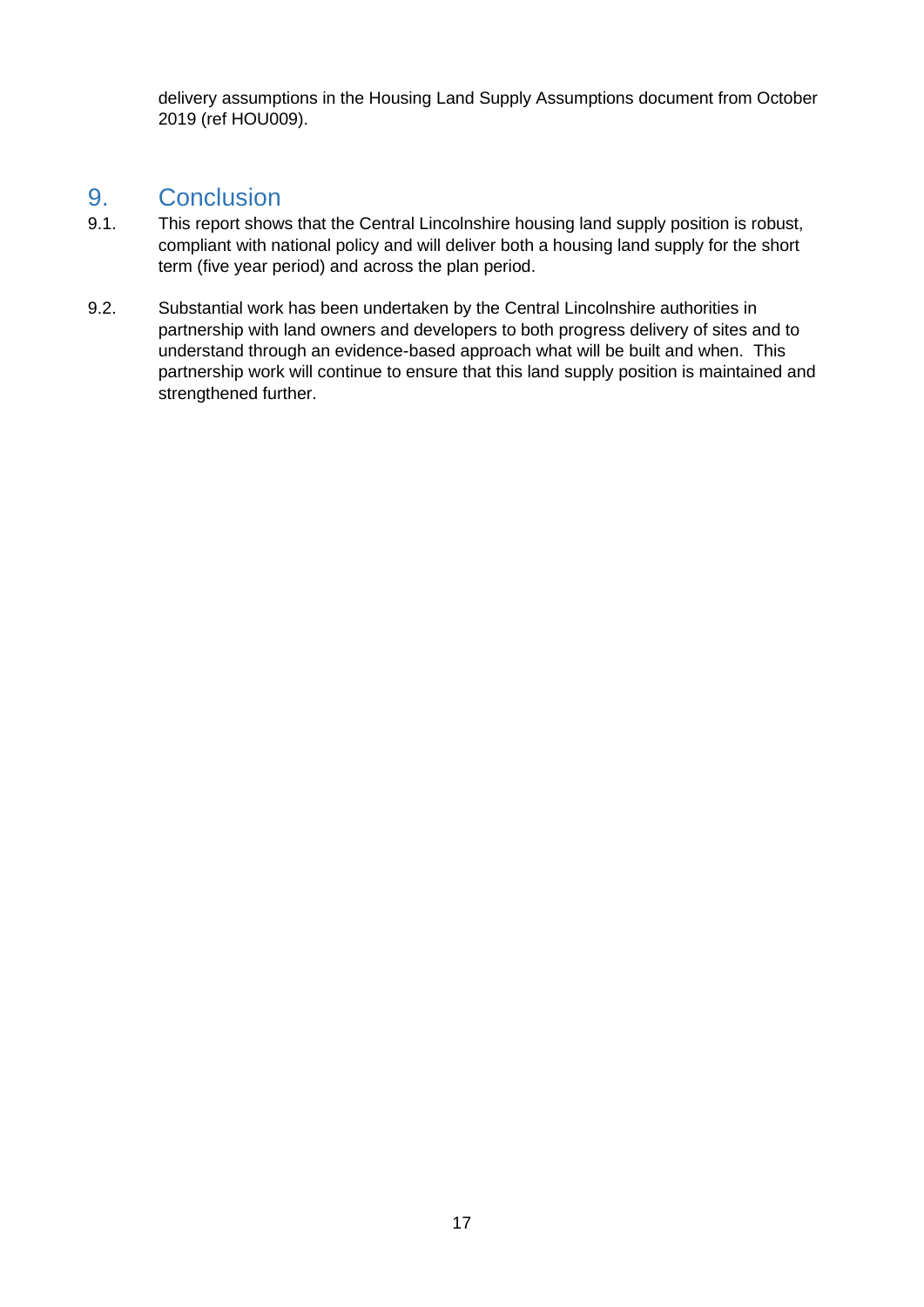delivery assumptions in the Housing Land Supply Assumptions document from October 2019 (ref HOU009).

# 9. Conclusion

9.1. This report shows that the Central Lincolnshire housing land supply position is robust, compliant with national policy and will deliver both a housing land supply for the short term (five year period) and across the plan period.

9.2. Substantial work has been undertaken by the Central Lincolnshire authorities in partnership with land owners and developers to both progress delivery of sites and to understand through an evidence-based approach what will be built and when. This partnership work will continue to ensure that this land supply position is maintained and strengthened further.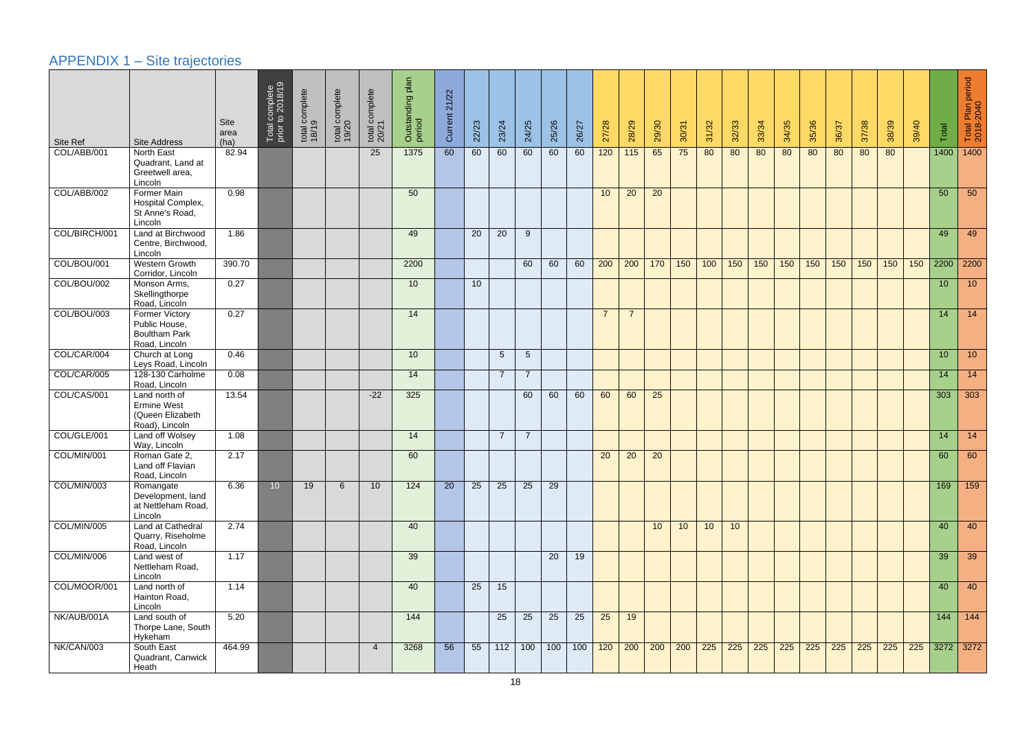## APPENDIX 1 – Site trajectories

| Site Ref | Site Address | Site area (ha) | Total complete prior to 2018/19 | total complete 18/19 | total complete 19/20 | total complete 20/21 | Outstanding plan period | Current 21/22 | 22/23 | 23/24 | 24/25 | 25/26 | 26/27 | 27/28 | 28/29 | 29/30 | 30/31 | 31/32 | 32/33 | 33/34 | 34/35 | 35/36 | 36/37 | 37/38 | 38/39 | 39/40 | Total | Total Plan period 2018-2040 |
|---|---|---|---|---|---|---|---|---|---|---|---|---|---|---|---|---|---|---|---|---|---|---|---|---|---|---|---|---|
| COL/ABB/001 | North East Quadrant, Land at Greetwell area, Lincoln | 82.94 | | | | 25 | 1375 | 60 | 60 | 60 | 60 | 60 | 60 | 120 | 115 | 65 | 75 | 80 | 80 | 80 | 80 | 80 | 80 | 80 | 80 | | 1400 | 1400 |
| COL/ABB/002 | Former Main Hospital Complex, St Anne's Road, Lincoln | 0.98 | | | | | 50 | | | | | | | 10 | 20 | 20 | | | | | | | | | | | 50 | 50 |
| COL/BIRCH/001 | Land at Birchwood Centre, Birchwood, Lincoln | 1.86 | | | | | 49 | | 20 | 20 | 9 | | | | | | | | | | | | | | | | 49 | 49 |
| COL/BOU/001 | Western Growth Corridor, Lincoln | 390.70 | | | | | 2200 | | | | 60 | 60 | 60 | 200 | 200 | 170 | 150 | 100 | 150 | 150 | 150 | 150 | 150 | 150 | 150 | 150 | 2200 | 2200 |
| COL/BOU/002 | Monson Arms, Skellingthorpe Road, Lincoln | 0.27 | | | | | 10 | | 10 | | | | | | | | | | | | | | | | | | 10 | 10 |
| COL/BOU/003 | Former Victory Public House, Boultham Park Road, Lincoln | 0.27 | | | | | 14 | | | | | | | 7 | 7 | | | | | | | | | | | | 14 | 14 |
| COL/CAR/004 | Church at Long Leys Road, Lincoln | 0.46 | | | | | 10 | | | 5 | 5 | | | | | | | | | | | | | | | | 10 | 10 |
| COL/CAR/005 | 128-130 Carholme Road, Lincoln | 0.08 | | | | | 14 | | | 7 | 7 | | | | | | | | | | | | | | | | 14 | 14 |
| COL/CAS/001 | Land north of Ermine West (Queen Elizabeth Road), Lincoln | 13.54 | | | | -22 | 325 | | | | 60 | 60 | 60 | 60 | 60 | 25 | | | | | | | | | | | 303 | 303 |
| COL/GLE/001 | Land off Wolsey Way, Lincoln | 1.08 | | | | | 14 | | | 7 | 7 | | | | | | | | | | | | | | | | 14 | 14 |
| COL/MIN/001 | Roman Gate 2, Land off Flavian Road, Lincoln | 2.17 | | | | | 60 | | | | | | | 20 | 20 | 20 | | | | | | | | | | | 60 | 60 |
| COL/MIN/003 | Romangate Development, land at Nettleham Road, Lincoln | 6.36 | 10 | 19 | 6 | 10 | 124 | 20 | 25 | 25 | 25 | 29 | | | | | | | | | | | | | | | 169 | 159 |
| COL/MIN/005 | Land at Cathedral Quarry, Riseholme Road, Lincoln | 2.74 | | | | | 40 | | | | | | | | | 10 | 10 | 10 | 10 | | | | | | | | 40 | 40 |
| COL/MIN/006 | Land west of Nettleham Road, Lincoln | 1.17 | | | | | 39 | | | | | 20 | 19 | | | | | | | | | | | | | | 39 | 39 |
| COL/MOOR/001 | Land north of Hainton Road, Lincoln | 1.14 | | | | | 40 | | 25 | 15 | | | | | | | | | | | | | | | | | 40 | 40 |
| NK/AUB/001A | Land south of Thorpe Lane, South Hykeham | 5.20 | | | | | 144 | | | 25 | 25 | 25 | 25 | 25 | 19 | | | | | | | | | | | | 144 | 144 |
| NK/CAN/003 | South East Quadrant, Canwick Heath | 464.99 | | | | 4 | 3268 | 56 | 55 | 112 | 100 | 100 | 100 | 120 | 200 | 200 | 200 | 225 | 225 | 225 | 225 | 225 | 225 | 225 | 225 | 225 | 3272 | 3272 |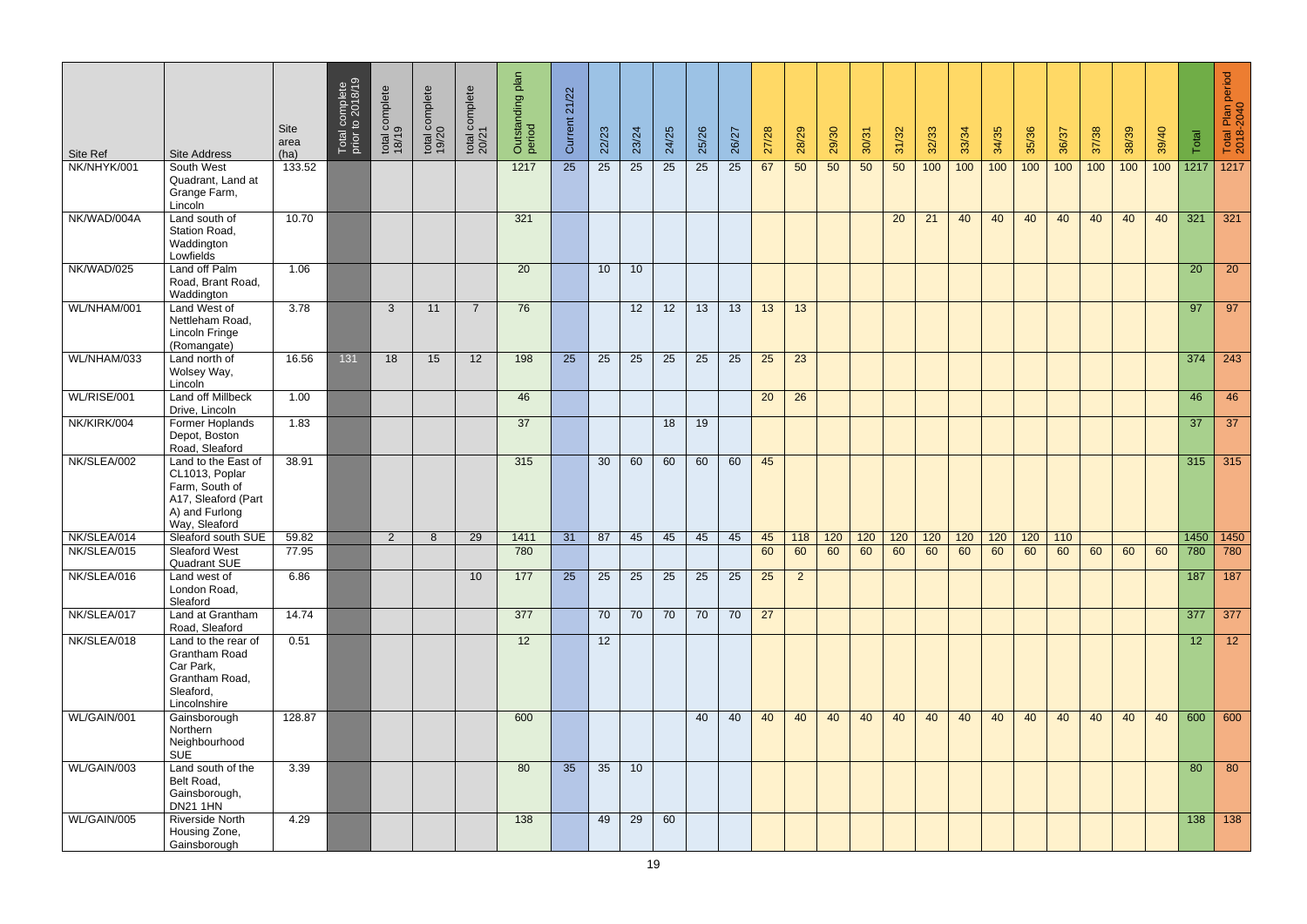| Site Ref | Site Address | Site area (ha) | Total complete prior to 2018/19 | total complete 18/19 | total complete 19/20 | total complete 20/21 | Outstanding plan period | Current 21/22 | 22/23 | 23/24 | 24/25 | 25/26 | 26/27 | 27/28 | 28/29 | 29/30 | 30/31 | 31/32 | 32/33 | 33/34 | 34/35 | 35/36 | 36/37 | 37/38 | 38/39 | 39/40 | Total | Total Plan period 2018-2040 |
|---|---|---|---|---|---|---|---|---|---|---|---|---|---|---|---|---|---|---|---|---|---|---|---|---|---|---|---|---|
| NK/NHYK/001 | South West Quadrant, Land at Grange Farm, Lincoln | 133.52 | | | | | 1217 | 25 | 25 | 25 | 25 | 25 | 25 | 67 | 50 | 50 | 50 | 50 | 100 | 100 | 100 | 100 | 100 | 100 | 100 | 100 | 1217 | 1217 |
| NK/WAD/004A | Land south of Station Road, Waddington Lowfields | 10.70 | | | | | 321 | | | | | | | | | | | 20 | 21 | 40 | 40 | 40 | 40 | 40 | 40 | 40 | 321 | 321 |
| NK/WAD/025 | Land off Palm Road, Brant Road, Waddington | 1.06 | | | | | 20 | | 10 | 10 | | | | | | | | | | | | | | | | | 20 | 20 |
| WL/NHAM/001 | Land West of Nettleham Road, Lincoln Fringe (Romangate) | 3.78 | | 3 | 11 | 7 | 76 | | | 12 | 12 | 13 | 13 | 13 | 13 | | | | | | | | | | | | 97 | 97 |
| WL/NHAM/033 | Land north of Wolsey Way, Lincoln | 16.56 | 131 | 18 | 15 | 12 | 198 | 25 | 25 | 25 | 25 | 25 | 25 | 25 | 23 | | | | | | | | | | | | 374 | 243 |
| WL/RISE/001 | Land off Millbeck Drive, Lincoln | 1.00 | | | | | 46 | | | | | | | 20 | 26 | | | | | | | | | | | | 46 | 46 |
| NK/KIRK/004 | Former Hoplands Depot, Boston Road, Sleaford | 1.83 | | | | | 37 | | | | 18 | 19 | | | | | | | | | | | | | | | 37 | 37 |
| NK/SLEA/002 | Land to the East of CL1013, Poplar Farm, South of A17, Sleaford (Part A) and Furlong Way, Sleaford | 38.91 | | | | | 315 | | 30 | 60 | 60 | 60 | 60 | 45 | | | | | | | | | | | | | 315 | 315 |
| NK/SLEA/014 | Sleaford south SUE | 59.82 | | 2 | 8 | 29 | 1411 | 31 | 87 | 45 | 45 | 45 | 45 | 45 | 118 | 120 | 120 | 120 | 120 | 120 | 120 | 120 | 110 | | | | 1450 | 1450 |
| NK/SLEA/015 | Sleaford West Quadrant SUE | 77.95 | | | | | 780 | | | | | | | 60 | 60 | 60 | 60 | 60 | 60 | 60 | 60 | 60 | 60 | 60 | 60 | 60 | 780 | 780 |
| NK/SLEA/016 | Land west of London Road, Sleaford | 6.86 | | | | 10 | 177 | 25 | 25 | 25 | 25 | 25 | 25 | 25 | 2 | | | | | | | | | | | | 187 | 187 |
| NK/SLEA/017 | Land at Grantham Road, Sleaford | 14.74 | | | | | 377 | | 70 | 70 | 70 | 70 | 70 | 27 | | | | | | | | | | | | | 377 | 377 |
| NK/SLEA/018 | Land to the rear of Grantham Road Car Park, Grantham Road, Sleaford, Lincolnshire | 0.51 | | | | | 12 | | 12 | | | | | | | | | | | | | | | | | | 12 | 12 |
| WL/GAIN/001 | Gainsborough Northern Neighbourhood SUE | 128.87 | | | | | 600 | | | | | 40 | 40 | 40 | 40 | 40 | 40 | 40 | 40 | 40 | 40 | 40 | 40 | 40 | 40 | 40 | 600 | 600 |
| WL/GAIN/003 | Land south of the Belt Road, Gainsborough, DN21 1HN | 3.39 | | | | | 80 | 35 | 35 | 10 | | | | | | | | | | | | | | | | | 80 | 80 |
| WL/GAIN/005 | Riverside North Housing Zone, Gainsborough | 4.29 | | | | | 138 | | 49 | 29 | 60 | | | | | | | | | | | | | | | | 138 | 138 |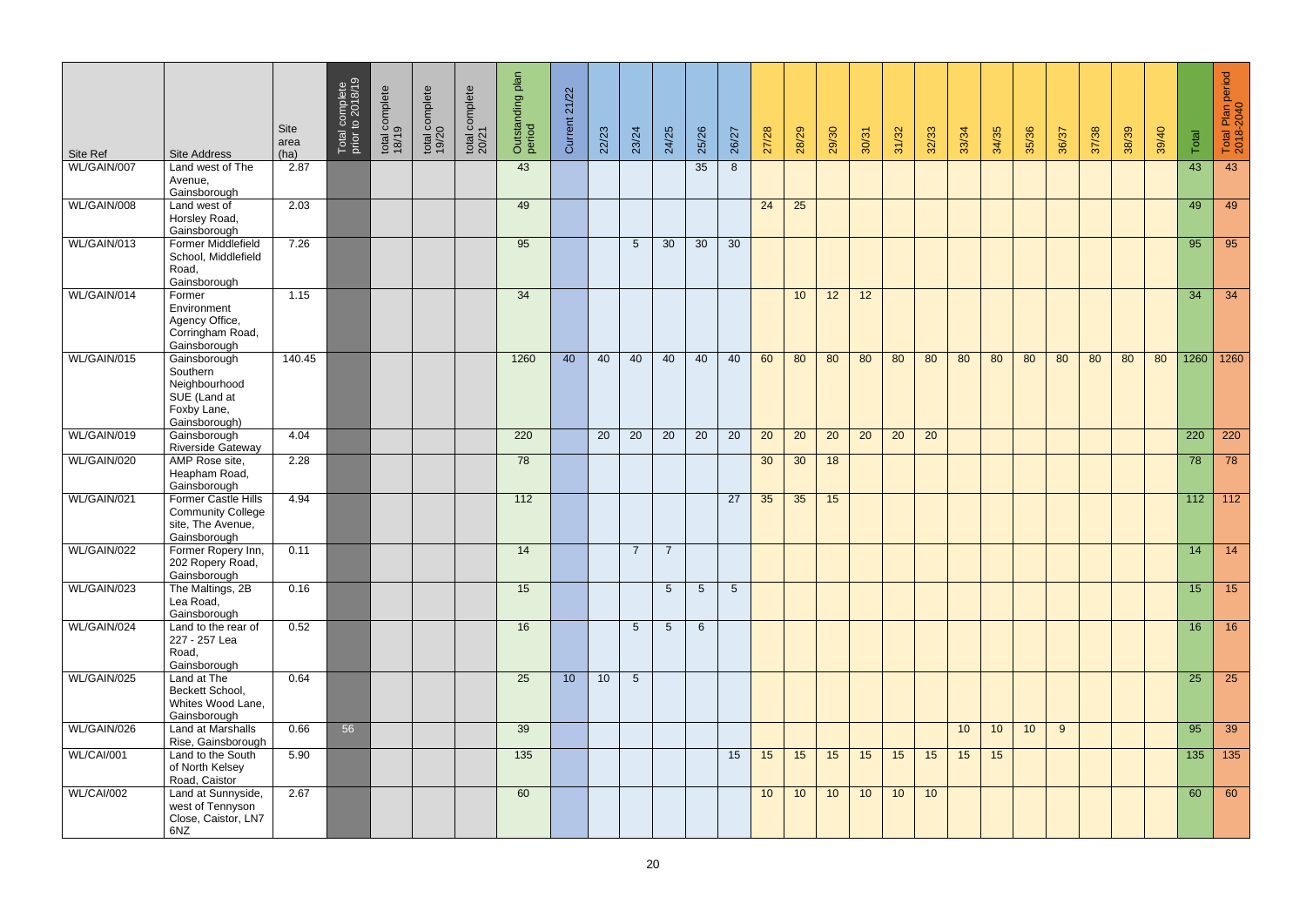| Site Ref | Site Address | Site area (ha) | Total complete prior to 2018/19 | total complete 18/19 | total complete 19/20 | total complete 20/21 | Outstanding plan period | Current 21/22 | 22/23 | 23/24 | 24/25 | 25/26 | 26/27 | 27/28 | 28/29 | 29/30 | 30/31 | 31/32 | 32/33 | 33/34 | 34/35 | 35/36 | 36/37 | 37/38 | 38/39 | 39/40 | Total | Total Plan period 2018-2040 |
|---|---|---|---|---|---|---|---|---|---|---|---|---|---|---|---|---|---|---|---|---|---|---|---|---|---|---|---|---|
| WL/GAIN/007 | Land west of The Avenue, Gainsborough | 2.87 | | | | | 43 | | | | | 35 | 8 | | | | | | | | | | | | | | 43 | 43 |
| WL/GAIN/008 | Land west of Horsley Road, Gainsborough | 2.03 | | | | | 49 | | | | | | | 24 | 25 | | | | | | | | | | | | 49 | 49 |
| WL/GAIN/013 | Former Middlefield School, Middlefield Road, Gainsborough | 7.26 | | | | | 95 | | | 5 | 30 | 30 | 30 | | | | | | | | | | | | | | 95 | 95 |
| WL/GAIN/014 | Former Environment Agency Office, Corringham Road, Gainsborough | 1.15 | | | | | 34 | | | | | | | | 10 | 12 | 12 | | | | | | | | | | 34 | 34 |
| WL/GAIN/015 | Gainsborough Southern Neighbourhood SUE (Land at Foxby Lane, Gainsborough) | 140.45 | | | | | 1260 | 40 | 40 | 40 | 40 | 40 | 40 | 60 | 80 | 80 | 80 | 80 | 80 | 80 | 80 | 80 | 80 | 80 | 80 | 80 | 1260 | 1260 |
| WL/GAIN/019 | Gainsborough Riverside Gateway | 4.04 | | | | | 220 | | 20 | 20 | 20 | 20 | 20 | 20 | 20 | 20 | 20 | 20 | 20 | | | | | | | | 220 | 220 |
| WL/GAIN/020 | AMP Rose site, Heapham Road, Gainsborough | 2.28 | | | | | 78 | | | | | | | 30 | 30 | 18 | | | | | | | | | | | 78 | 78 |
| WL/GAIN/021 | Former Castle Hills Community College site, The Avenue, Gainsborough | 4.94 | | | | | 112 | | | | | | 27 | 35 | 35 | 15 | | | | | | | | | | | 112 | 112 |
| WL/GAIN/022 | Former Ropery Inn, 202 Ropery Road, Gainsborough | 0.11 | | | | | 14 | | | 7 | 7 | | | | | | | | | | | | | | | | 14 | 14 |
| WL/GAIN/023 | The Maltings, 2B Lea Road, Gainsborough | 0.16 | | | | | 15 | | | | 5 | 5 | 5 | | | | | | | | | | | | | | 15 | 15 |
| WL/GAIN/024 | Land to the rear of 227 - 257 Lea Road, Gainsborough | 0.52 | | | | | 16 | | | 5 | 5 | 6 | | | | | | | | | | | | | | | 16 | 16 |
| WL/GAIN/025 | Land at The Beckett School, Whites Wood Lane, Gainsborough | 0.64 | | | | | 25 | 10 | 10 | 5 | | | | | | | | | | | | | | | | | 25 | 25 |
| WL/GAIN/026 | Land at Marshalls Rise, Gainsborough | 0.66 | 56 | | | | 39 | | | | | | | | | | | | | 10 | 10 | 10 | 9 | | | | 95 | 39 |
| WL/CAI/001 | Land to the South of North Kelsey Road, Caistor | 5.90 | | | | | 135 | | | | | | 15 | 15 | 15 | 15 | 15 | 15 | 15 | 15 | 15 | | | | | | 135 | 135 |
| WL/CAI/002 | Land at Sunnyside, west of Tennyson Close, Caistor, LN7 6NZ | 2.67 | | | | | 60 | | | | | | | 10 | 10 | 10 | 10 | 10 | 10 | | | | | | | | 60 | 60 |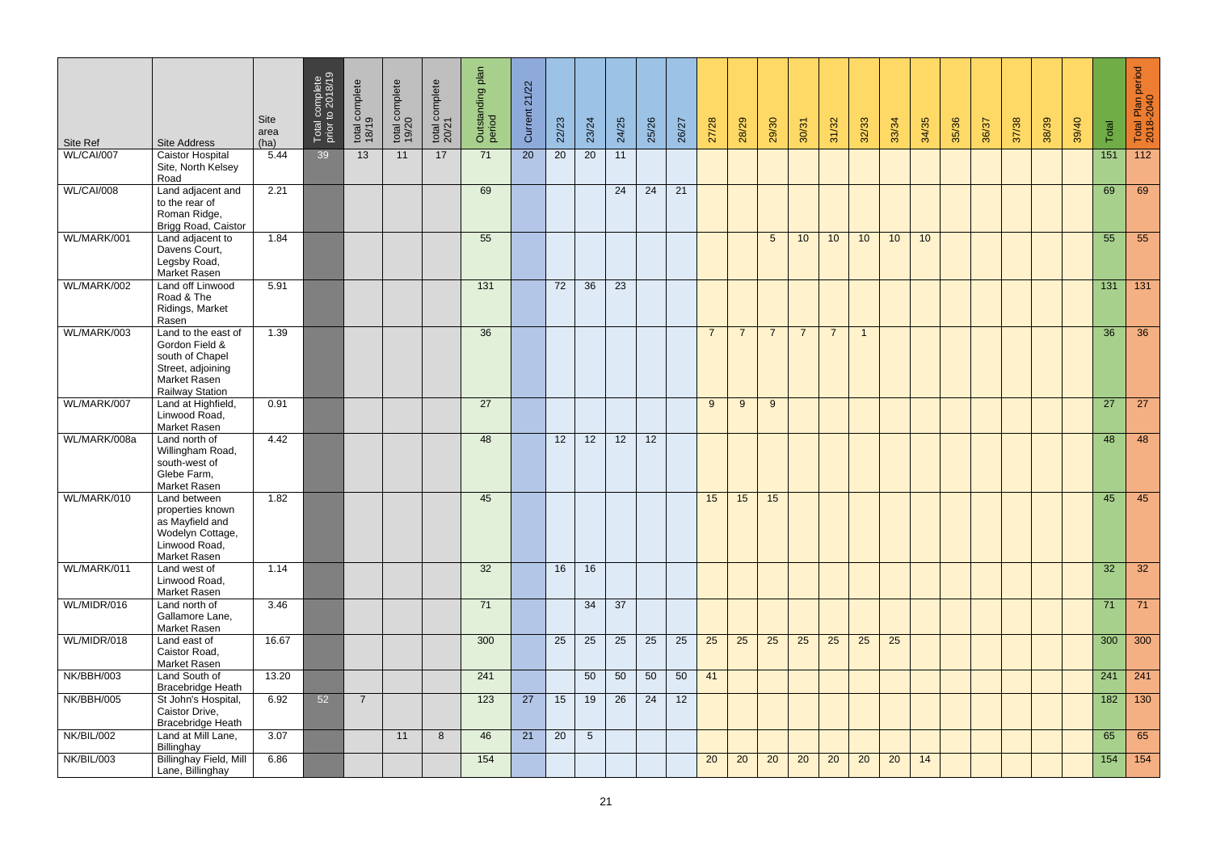| Site Ref | Site Address | Site area (ha) | Total complete prior to 2018/19 | total complete 18/19 | total complete 19/20 | total complete 20/21 | Outstanding plan period | Current 21/22 | 22/23 | 23/24 | 24/25 | 25/26 | 26/27 | 27/28 | 28/29 | 29/30 | 30/31 | 31/32 | 32/33 | 33/34 | 34/35 | 35/36 | 36/37 | 37/38 | 38/39 | 39/40 | Total | Total Plan period 2018-2040 |
|---|---|---|---|---|---|---|---|---|---|---|---|---|---|---|---|---|---|---|---|---|---|---|---|---|---|---|---|---|
| WL/CAI/007 | Caistor Hospital Site, North Kelsey Road | 5.44 | 39 | 13 | 11 | 17 | 71 | 20 | 20 | 20 | 11 | | | | | | | | | | | | | | | | 151 | 112 |
| WL/CAI/008 | Land adjacent and to the rear of Roman Ridge, Brigg Road, Caistor | 2.21 | | | | | 69 | | | | 24 | 24 | 21 | | | | | | | | | | | | | | 69 | 69 |
| WL/MARK/001 | Land adjacent to Davens Court, Legsby Road, Market Rasen | 1.84 | | | | | 55 | | | | | | | | | 5 | 10 | 10 | 10 | 10 | 10 | | | | | | 55 | 55 |
| WL/MARK/002 | Land off Linwood Road & The Ridings, Market Rasen | 5.91 | | | | | 131 | | 72 | 36 | 23 | | | | | | | | | | | | | | | | 131 | 131 |
| WL/MARK/003 | Land to the east of Gordon Field & south of Chapel Street, adjoining Market Rasen Railway Station | 1.39 | | | | | 36 | | | | | | | 7 | 7 | 7 | 7 | 7 | 1 | | | | | | | | 36 | 36 |
| WL/MARK/007 | Land at Highfield, Linwood Road, Market Rasen | 0.91 | | | | | 27 | | | | | | | 9 | 9 | 9 | | | | | | | | | | | 27 | 27 |
| WL/MARK/008a | Land north of Willingham Road, south-west of Glebe Farm, Market Rasen | 4.42 | | | | | 48 | | 12 | 12 | 12 | 12 | | | | | | | | | | | | | | | 48 | 48 |
| WL/MARK/010 | Land between properties known as Mayfield and Wodelyn Cottage, Linwood Road, Market Rasen | 1.82 | | | | | 45 | | | | | | | 15 | 15 | 15 | | | | | | | | | | | 45 | 45 |
| WL/MARK/011 | Land west of Linwood Road, Market Rasen | 1.14 | | | | | 32 | | 16 | 16 | | | | | | | | | | | | | | | | | 32 | 32 |
| WL/MIDR/016 | Land north of Gallamore Lane, Market Rasen | 3.46 | | | | | 71 | | | 34 | 37 | | | | | | | | | | | | | | | | 71 | 71 |
| WL/MIDR/018 | Land east of Caistor Road, Market Rasen | 16.67 | | | | | 300 | | 25 | 25 | 25 | 25 | 25 | 25 | 25 | 25 | 25 | 25 | 25 | 25 | | | | | | | 300 | 300 |
| NK/BBH/003 | Land South of Bracebridge Heath | 13.20 | | | | | 241 | | | 50 | 50 | 50 | 50 | 41 | | | | | | | | | | | | | 241 | 241 |
| NK/BBH/005 | St John's Hospital, Caistor Drive, Bracebridge Heath | 6.92 | 52 | 7 | | | 123 | 27 | 15 | 19 | 26 | 24 | 12 | | | | | | | | | | | | | | 182 | 130 |
| NK/BIL/002 | Land at Mill Lane, Billinghay | 3.07 | | | 11 | 8 | 46 | 21 | 20 | 5 | | | | | | | | | | | | | | | | | 65 | 65 |
| NK/BIL/003 | Billinghay Field, Mill Lane, Billinghay | 6.86 | | | | | 154 | | | | | | | 20 | 20 | 20 | 20 | 20 | 20 | 20 | 14 | | | | | | 154 | 154 |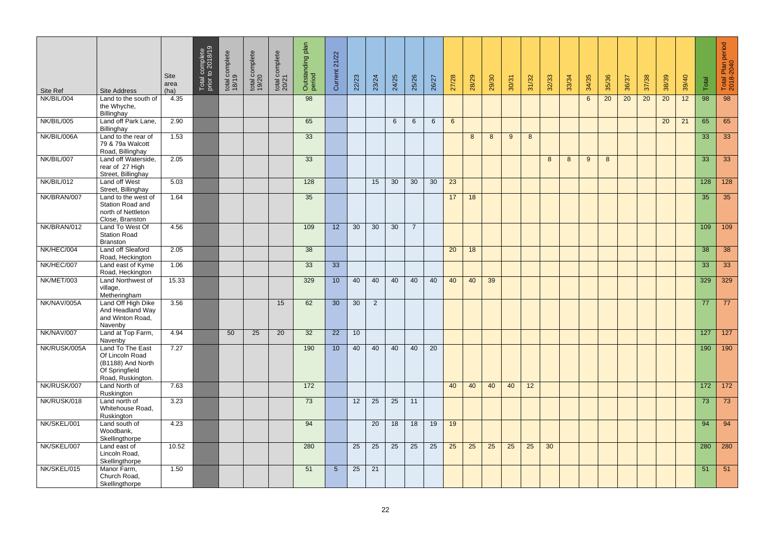| Site Ref | Site Address | Site area (ha) | Total complete prior to 2018/19 | total complete 18/19 | total complete 19/20 | total complete 20/21 | Outstanding plan period | Current 21/22 | 22/23 | 23/24 | 24/25 | 25/26 | 26/27 | 27/28 | 28/29 | 29/30 | 30/31 | 31/32 | 32/33 | 33/34 | 34/35 | 35/36 | 36/37 | 37/38 | 38/39 | 39/40 | Total | Total Plan period 2018-2040 |
|---|---|---|---|---|---|---|---|---|---|---|---|---|---|---|---|---|---|---|---|---|---|---|---|---|---|---|---|---|
| NK/BIL/004 | Land to the south of the Whyche, Billinghay | 4.35 | | | | | 98 | | | | | | | | | | | | | | 6 | 20 | 20 | 20 | 20 | 12 | 98 | 98 |
| NK/BIL/005 | Land off Park Lane, Billinghay | 2.90 | | | | | 65 | | | | 6 | 6 | 6 | 6 | | | | | | | | | | | 20 | 21 | 65 | 65 |
| NK/BIL/006A | Land to the rear of 79 & 79a Walcott Road, Billinghay | 1.53 | | | | | 33 | | | | | | | | 8 | 8 | 9 | 8 | | | | | | | | | 33 | 33 |
| NK/BIL/007 | Land off Waterside, rear of 27 High Street, Billinghay | 2.05 | | | | | 33 | | | | | | | | | | | | 8 | 8 | 9 | 8 | | | | | 33 | 33 |
| NK/BIL/012 | Land off West Street, Billinghay | 5.03 | | | | | 128 | | | 15 | 30 | 30 | 30 | 23 | | | | | | | | | | | | | 128 | 128 |
| NK/BRAN/007 | Land to the west of Station Road and north of Nettleton Close, Branston | 1.64 | | | | | 35 | | | | | | | 17 | 18 | | | | | | | | | | | | 35 | 35 |
| NK/BRAN/012 | Land To West Of Station Road Branston | 4.56 | | | | | 109 | 12 | 30 | 30 | 30 | 7 | | | | | | | | | | | | | | | 109 | 109 |
| NK/HEC/004 | Land off Sleaford Road, Heckington | 2.05 | | | | | 38 | | | | | | | 20 | 18 | | | | | | | | | | | | 38 | 38 |
| NK/HEC/007 | Land east of Kyme Road, Heckington | 1.06 | | | | | 33 | 33 | | | | | | | | | | | | | | | | | | | 33 | 33 |
| NK/MET/003 | Land Northwest of village, Metheringham | 15.33 | | | | | 329 | 10 | 40 | 40 | 40 | 40 | 40 | 40 | 40 | 39 | | | | | | | | | | | 329 | 329 |
| NK/NAV/005A | Land Off High Dike And Headland Way and Winton Road, Navenby | 3.56 | | | | 15 | 62 | 30 | 30 | 2 | | | | | | | | | | | | | | | | | 77 | 77 |
| NK/NAV/007 | Land at Top Farm, Navenby | 4.94 | | 50 | 25 | 20 | 32 | 22 | 10 | | | | | | | | | | | | | | | | | | 127 | 127 |
| NK/RUSK/005A | Land To The East Of Lincoln Road (B1188) And North Of Springfield Road, Ruskington. | 7.27 | | | | | 190 | 10 | 40 | 40 | 40 | 40 | 20 | | | | | | | | | | | | | | 190 | 190 |
| NK/RUSK/007 | Land North of Ruskington | 7.63 | | | | | 172 | | | | | | | 40 | 40 | 40 | 40 | 12 | | | | | | | | | 172 | 172 |
| NK/RUSK/018 | Land north of Whitehouse Road, Ruskington | 3.23 | | | | | 73 | | 12 | 25 | 25 | 11 | | | | | | | | | | | | | | | 73 | 73 |
| NK/SKEL/001 | Land south of Woodbank, Skellingthorpe | 4.23 | | | | | 94 | | | 20 | 18 | 18 | 19 | 19 | | | | | | | | | | | | | 94 | 94 |
| NK/SKEL/007 | Land east of Lincoln Road, Skellingthorpe | 10.52 | | | | | 280 | | 25 | 25 | 25 | 25 | 25 | 25 | 25 | 25 | 25 | 25 | 30 | | | | | | | | 280 | 280 |
| NK/SKEL/015 | Manor Farm, Church Road, Skellingthorpe | 1.50 | | | | | 51 | 5 | 25 | 21 | | | | | | | | | | | | | | | | | 51 | 51 |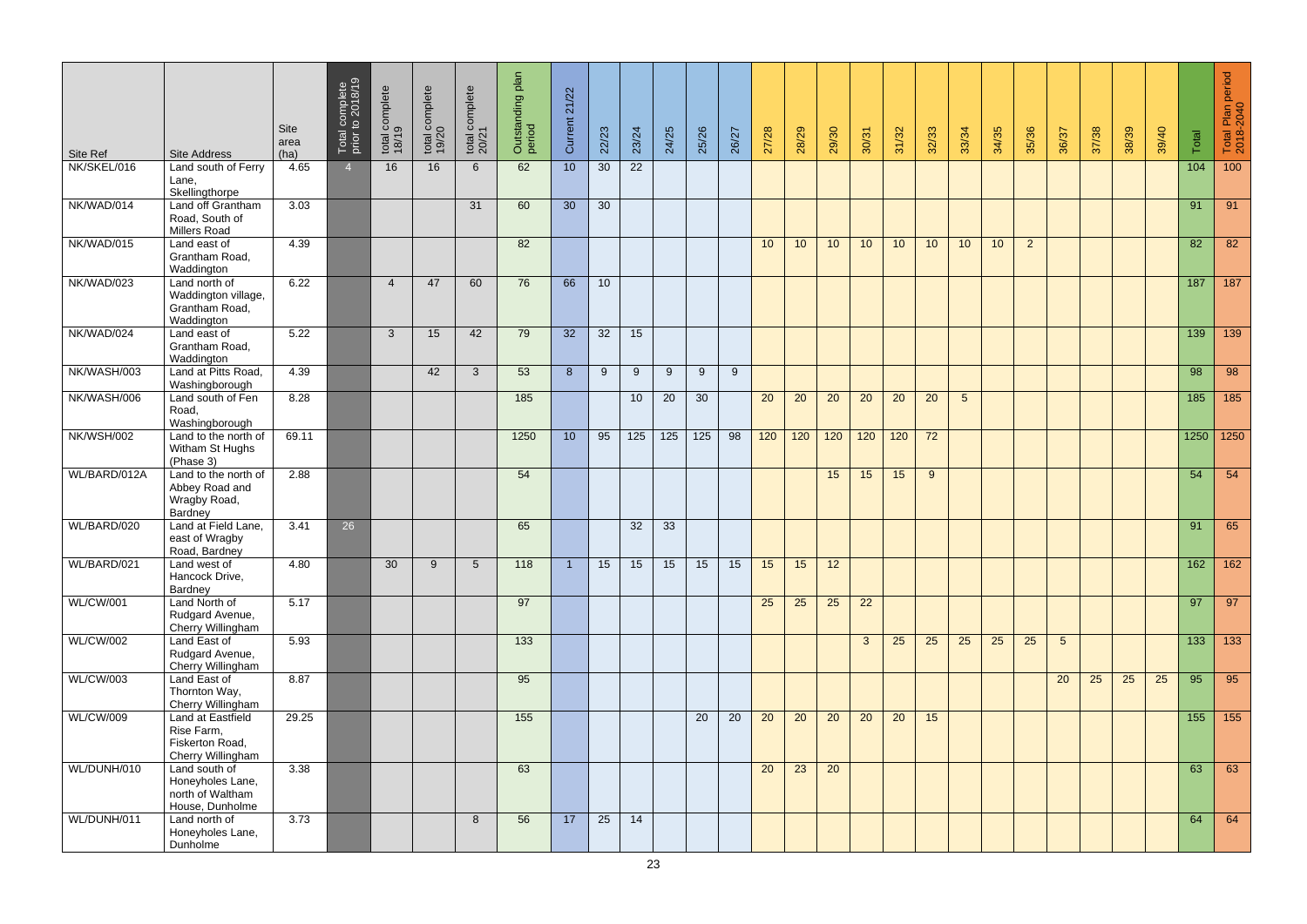| Site Ref | Site Address | Site area (ha) | Total complete prior to 2018/19 | total complete 18/19 | total complete 19/20 | total complete 20/21 | Outstanding plan period | Current 21/22 | 22/23 | 23/24 | 24/25 | 25/26 | 26/27 | 27/28 | 28/29 | 29/30 | 30/31 | 31/32 | 32/33 | 33/34 | 34/35 | 35/36 | 36/37 | 37/38 | 38/39 | 39/40 | Total | Total Plan period 2018-2040 |
|---|---|---|---|---|---|---|---|---|---|---|---|---|---|---|---|---|---|---|---|---|---|---|---|---|---|---|---|---|
| NK/SKEL/016 | Land south of Ferry Lane, Skellingthorpe | 4.65 | 4 | 16 | 16 | 6 | 62 | 10 | 30 | 22 | | | | | | | | | | | | | | | | | 104 | 100 |
| NK/WAD/014 | Land off Grantham Road, South of Millers Road | 3.03 | | | | 31 | 60 | 30 | 30 | | | | | | | | | | | | | | | | | | 91 | 91 |
| NK/WAD/015 | Land east of Grantham Road, Waddington | 4.39 | | | | | 82 | | | | | | | 10 | 10 | 10 | 10 | 10 | 10 | 10 | 10 | 2 | | | | | 82 | 82 |
| NK/WAD/023 | Land north of Waddington village, Grantham Road, Waddington | 6.22 | | 4 | 47 | 60 | 76 | 66 | 10 | | | | | | | | | | | | | | | | | | 187 | 187 |
| NK/WAD/024 | Land east of Grantham Road, Waddington | 5.22 | | 3 | 15 | 42 | 79 | 32 | 32 | 15 | | | | | | | | | | | | | | | | | 139 | 139 |
| NK/WASH/003 | Land at Pitts Road, Washingborough | 4.39 | | | 42 | 3 | 53 | 8 | 9 | 9 | 9 | 9 | 9 | | | | | | | | | | | | | | 98 | 98 |
| NK/WASH/006 | Land south of Fen Road, Washingborough | 8.28 | | | | | 185 | | | 10 | 20 | 30 | | 20 | 20 | 20 | 20 | 20 | 20 | 5 | | | | | | | 185 | 185 |
| NK/WSH/002 | Land to the north of Witham St Hughs (Phase 3) | 69.11 | | | | | 1250 | 10 | 95 | 125 | 125 | 125 | 98 | 120 | 120 | 120 | 120 | 120 | 72 | | | | | | | | 1250 | 1250 |
| WL/BARD/012A | Land to the north of Abbey Road and Wragby Road, Bardney | 2.88 | | | | | 54 | | | | | | | | | 15 | 15 | 15 | 9 | | | | | | | | 54 | 54 |
| WL/BARD/020 | Land at Field Lane, east of Wragby Road, Bardney | 3.41 | 26 | | | | 65 | | | 32 | 33 | | | | | | | | | | | | | | | | 91 | 65 |
| WL/BARD/021 | Land west of Hancock Drive, Bardney | 4.80 | | 30 | 9 | 5 | 118 | 1 | 15 | 15 | 15 | 15 | 15 | 15 | 15 | 12 | | | | | | | | | | | 162 | 162 |
| WL/CW/001 | Land North of Rudgard Avenue, Cherry Willingham | 5.17 | | | | | 97 | | | | | | | 25 | 25 | 25 | 22 | | | | | | | | | | 97 | 97 |
| WL/CW/002 | Land East of Rudgard Avenue, Cherry Willingham | 5.93 | | | | | 133 | | | | | | | | | | 3 | 25 | 25 | 25 | 25 | 25 | 5 | | | | 133 | 133 |
| WL/CW/003 | Land East of Thornton Way, Cherry Willingham | 8.87 | | | | | 95 | | | | | | | | | | | | | | | | 20 | 25 | 25 | 25 | 95 | 95 |
| WL/CW/009 | Land at Eastfield Rise Farm, Fiskerton Road, Cherry Willingham | 29.25 | | | | | 155 | | | | | 20 | 20 | 20 | 20 | 20 | 20 | 20 | 15 | | | | | | | | 155 | 155 |
| WL/DUNH/010 | Land south of Honeyholes Lane, north of Waltham House, Dunholme | 3.38 | | | | | 63 | | | | | | | 20 | 23 | 20 | | | | | | | | | | | 63 | 63 |
| WL/DUNH/011 | Land north of Honeyholes Lane, Dunholme | 3.73 | | | | 8 | 56 | 17 | 25 | 14 | | | | | | | | | | | | | | | | | 64 | 64 |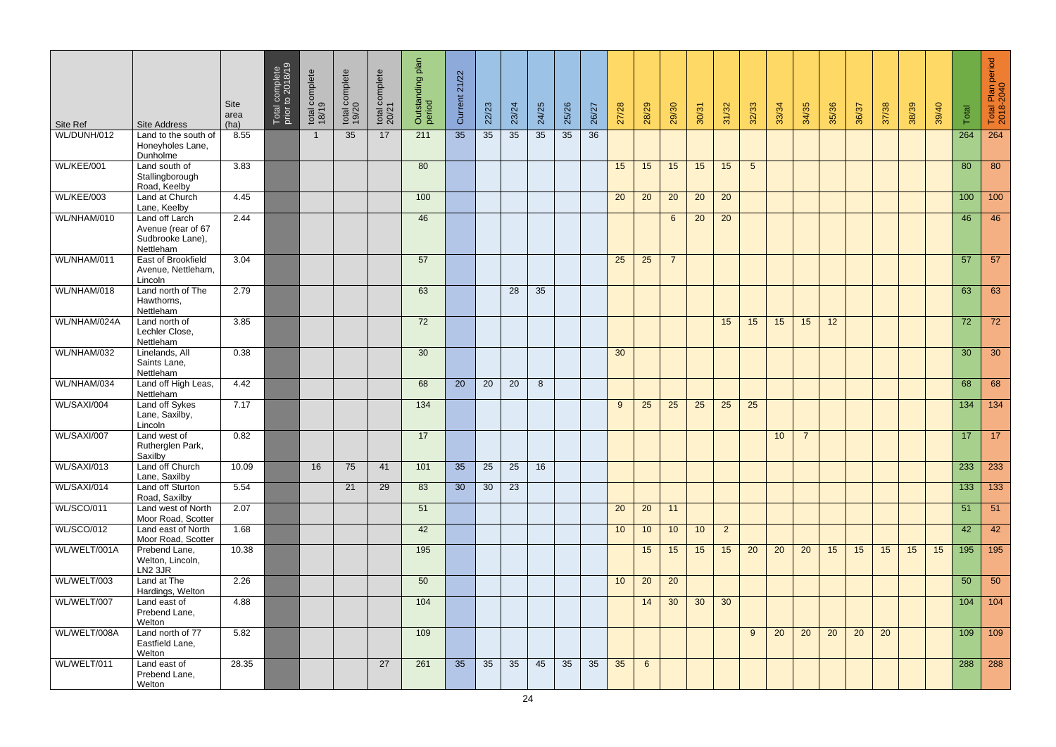| Site Ref | Site Address | Site area (ha) | Total complete prior to 2018/19 | total complete 18/19 | total complete 19/20 | total complete 20/21 | Outstanding plan period | Current 21/22 | 22/23 | 23/24 | 24/25 | 25/26 | 26/27 | 27/28 | 28/29 | 29/30 | 30/31 | 31/32 | 32/33 | 33/34 | 34/35 | 35/36 | 36/37 | 37/38 | 38/39 | 39/40 | Total | Total Plan period 2018-2040 |
|---|---|---|---|---|---|---|---|---|---|---|---|---|---|---|---|---|---|---|---|---|---|---|---|---|---|---|---|---|
| WL/DUNH/012 | Land to the south of Honeyholes Lane, Dunholme | 8.55 | | 1 | 35 | 17 | 211 | 35 | 35 | 35 | 35 | 35 | 36 | | | | | | | | | | | | | | 264 | 264 |
| WL/KEE/001 | Land south of Stallingborough Road, Keelby | 3.83 | | | | | 80 | | | | | | | 15 | 15 | 15 | 15 | 15 | 5 | | | | | | | | 80 | 80 |
| WL/KEE/003 | Land at Church Lane, Keelby | 4.45 | | | | | 100 | | | | | | | 20 | 20 | 20 | 20 | 20 | | | | | | | | | 100 | 100 |
| WL/NHAM/010 | Land off Larch Avenue (rear of 67 Sudbrooke Lane), Nettleham | 2.44 | | | | | 46 | | | | | | | | | 6 | 20 | 20 | | | | | | | | | 46 | 46 |
| WL/NHAM/011 | East of Brookfield Avenue, Nettleham, Lincoln | 3.04 | | | | | 57 | | | | | | | 25 | 25 | 7 | | | | | | | | | | | 57 | 57 |
| WL/NHAM/018 | Land north of The Hawthorns, Nettleham | 2.79 | | | | | 63 | | | 28 | 35 | | | | | | | | | | | | | | | | 63 | 63 |
| WL/NHAM/024A | Land north of Lechler Close, Nettleham | 3.85 | | | | | 72 | | | | | | | | | | | 15 | 15 | 15 | 15 | 12 | | | | | 72 | 72 |
| WL/NHAM/032 | Linelands, All Saints Lane, Nettleham | 0.38 | | | | | 30 | | | | | | | 30 | | | | | | | | | | | | | 30 | 30 |
| WL/NHAM/034 | Land off High Leas, Nettleham | 4.42 | | | | | 68 | 20 | 20 | 20 | 8 | | | | | | | | | | | | | | | | 68 | 68 |
| WL/SAXI/004 | Land off Sykes Lane, Saxilby, Lincoln | 7.17 | | | | | 134 | | | | | | | 9 | 25 | 25 | 25 | 25 | 25 | | | | | | | | 134 | 134 |
| WL/SAXI/007 | Land west of Rutherglen Park, Saxilby | 0.82 | | | | | 17 | | | | | | | | | | | | | 10 | 7 | | | | | | 17 | 17 |
| WL/SAXI/013 | Land off Church Lane, Saxilby | 10.09 | | 16 | 75 | 41 | 101 | 35 | 25 | 25 | 16 | | | | | | | | | | | | | | | | 233 | 233 |
| WL/SAXI/014 | Land off Sturton Road, Saxilby | 5.54 | | | 21 | 29 | 83 | 30 | 30 | 23 | | | | | | | | | | | | | | | | | 133 | 133 |
| WL/SCO/011 | Land west of North Moor Road, Scotter | 2.07 | | | | | 51 | | | | | | | 20 | 20 | 11 | | | | | | | | | | | 51 | 51 |
| WL/SCO/012 | Land east of North Moor Road, Scotter | 1.68 | | | | | 42 | | | | | | | 10 | 10 | 10 | 10 | 2 | | | | | | | | | 42 | 42 |
| WL/WELT/001A | Prebend Lane, Welton, Lincoln, LN2 3JR | 10.38 | | | | | 195 | | | | | | | | 15 | 15 | 15 | 15 | 20 | 20 | 20 | 15 | 15 | 15 | 15 | 15 | 195 | 195 |
| WL/WELT/003 | Land at The Hardings, Welton | 2.26 | | | | | 50 | | | | | | | 10 | 20 | 20 | | | | | | | | | | | 50 | 50 |
| WL/WELT/007 | Land east of Prebend Lane, Welton | 4.88 | | | | | 104 | | | | | | | | 14 | 30 | 30 | 30 | | | | | | | | | 104 | 104 |
| WL/WELT/008A | Land north of 77 Eastfield Lane, Welton | 5.82 | | | | | 109 | | | | | | | | | | | | 9 | 20 | 20 | 20 | 20 | 20 | | | 109 | 109 |
| WL/WELT/011 | Land east of Prebend Lane, Welton | 28.35 | | | | 27 | 261 | 35 | 35 | 35 | 45 | 35 | 35 | 35 | 6 | | | | | | | | | | | | 288 | 288 |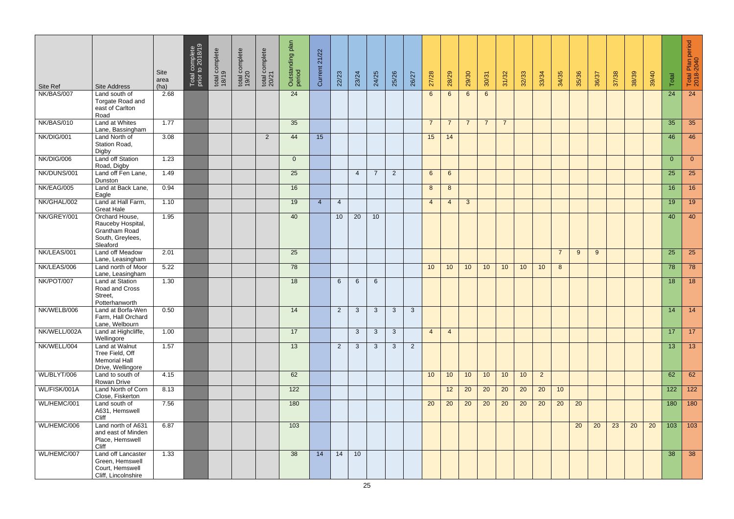| Site Ref | Site Address | Site area (ha) | Total complete prior to 2018/19 | total complete 18/19 | total complete 19/20 | total complete 20/21 | Outstanding plan period | Current 21/22 | 22/23 | 23/24 | 24/25 | 25/26 | 26/27 | 27/28 | 28/29 | 29/30 | 30/31 | 31/32 | 32/33 | 33/34 | 34/35 | 35/36 | 36/37 | 37/38 | 38/39 | 39/40 | Total | Total Plan period 2018-2040 |
|---|---|---|---|---|---|---|---|---|---|---|---|---|---|---|---|---|---|---|---|---|---|---|---|---|---|---|---|---|
| NK/BAS/007 | Land south of Torgate Road and east of Carlton Road | 2.68 | | | | | 24 | | | | | | | 6 | 6 | 6 | 6 | | | | | | | | | | 24 | 24 |
| NK/BAS/010 | Land at Whites Lane, Bassingham | 1.77 | | | | | 35 | | | | | | | 7 | 7 | 7 | 7 | 7 | | | | | | | | | 35 | 35 |
| NK/DIG/001 | Land North of Station Road, Digby | 3.08 | | | | 2 | 44 | 15 | | | | | | 15 | 14 | | | | | | | | | | | | 46 | 46 |
| NK/DIG/006 | Land off Station Road, Digby | 1.23 | | | | | 0 | | | | | | | | | | | | | | | | | | | | 0 | 0 |
| NK/DUNS/001 | Land off Fen Lane, Dunston | 1.49 | | | | | 25 | | | 4 | 7 | 2 | | 6 | 6 | | | | | | | | | | | | 25 | 25 |
| NK/EAG/005 | Land at Back Lane, Eagle | 0.94 | | | | | 16 | | | | | | | 8 | 8 | | | | | | | | | | | | 16 | 16 |
| NK/GHAL/002 | Land at Hall Farm, Great Hale | 1.10 | | | | | 19 | 4 | 4 | | | | | 4 | 4 | 3 | | | | | | | | | | | 19 | 19 |
| NK/GREY/001 | Orchard House, Rauceby Hospital, Grantham Road South, Greylees, Sleaford | 1.95 | | | | | 40 | | 10 | 20 | 10 | | | | | | | | | | | | | | | | 40 | 40 |
| NK/LEAS/001 | Land off Meadow Lane, Leasingham | 2.01 | | | | | 25 | | | | | | | | | | | | | | 7 | 9 | 9 | | | | 25 | 25 |
| NK/LEAS/006 | Land north of Moor Lane, Leasingham | 5.22 | | | | | 78 | | | | | | | 10 | 10 | 10 | 10 | 10 | 10 | 10 | 8 | | | | | | 78 | 78 |
| NK/POT/007 | Land at Station Road and Cross Street, Potterhanworth | 1.30 | | | | | 18 | | 6 | 6 | 6 | | | | | | | | | | | | | | | | 18 | 18 |
| NK/WELB/006 | Land at Borfa-Wen Farm, Hall Orchard Lane, Welbourn | 0.50 | | | | | 14 | | 2 | 3 | 3 | 3 | 3 | | | | | | | | | | | | | | 14 | 14 |
| NK/WELL/002A | Land at Highcliffe, Wellingore | 1.00 | | | | | 17 | | | 3 | 3 | 3 | | 4 | 4 | | | | | | | | | | | | 17 | 17 |
| NK/WELL/004 | Land at Walnut Tree Field, Off Memorial Hall Drive, Wellingore | 1.57 | | | | | 13 | | 2 | 3 | 3 | 3 | 2 | | | | | | | | | | | | | | 13 | 13 |
| WL/BLYT/006 | Land to south of Rowan Drive | 4.15 | | | | | 62 | | | | | | | 10 | 10 | 10 | 10 | 10 | 10 | 2 | | | | | | | 62 | 62 |
| WL/FISK/001A | Land North of Corn Close, Fiskerton | 8.13 | | | | | 122 | | | | | | | | 12 | 20 | 20 | 20 | 20 | 20 | 10 | | | | | | 122 | 122 |
| WL/HEMC/001 | Land south of A631, Hemswell Cliff | 7.56 | | | | | 180 | | | | | | | 20 | 20 | 20 | 20 | 20 | 20 | 20 | 20 | 20 | | | | | 180 | 180 |
| WL/HEMC/006 | Land north of A631 and east of Minden Place, Hemswell Cliff | 6.87 | | | | | 103 | | | | | | | | | | | | | | | 20 | 20 | 23 | 20 | 20 | 103 | 103 |
| WL/HEMC/007 | Land off Lancaster Green, Hemswell Court, Hemswell Cliff, Lincolnshire | 1.33 | | | | | 38 | 14 | 14 | 10 | | | | | | | | | | | | | | | | | 38 | 38 |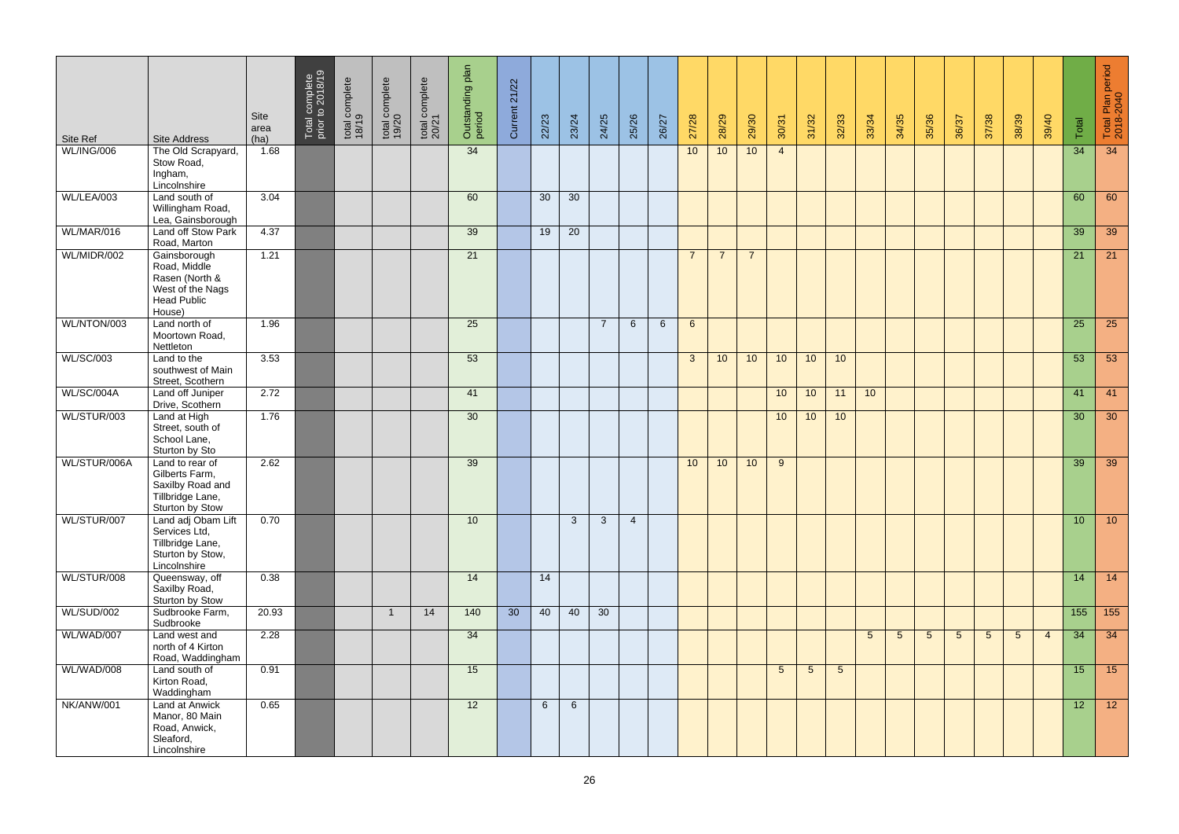| Site Ref | Site Address | Site area (ha) | Total complete prior to 2018/19 | total complete 18/19 | total complete 19/20 | total complete 20/21 | Outstanding plan period | Current 21/22 | 22/23 | 23/24 | 24/25 | 25/26 | 26/27 | 27/28 | 28/29 | 29/30 | 30/31 | 31/32 | 32/33 | 33/34 | 34/35 | 35/36 | 36/37 | 37/38 | 38/39 | 39/40 | Total | Total Plan period 2018-2040 |
|---|---|---|---|---|---|---|---|---|---|---|---|---|---|---|---|---|---|---|---|---|---|---|---|---|---|---|---|---|
| WL/ING/006 | The Old Scrapyard, Stow Road, Ingham, Lincolnshire | 1.68 | | | | | 34 | | | | | | | 10 | 10 | 10 | 4 | | | | | | | | | | 34 | 34 |
| WL/LEA/003 | Land south of Willingham Road, Lea, Gainsborough | 3.04 | | | | | 60 | | 30 | 30 | | | | | | | | | | | | | | | | | 60 | 60 |
| WL/MAR/016 | Land off Stow Park Road, Marton | 4.37 | | | | | 39 | | 19 | 20 | | | | | | | | | | | | | | | | | 39 | 39 |
| WL/MIDR/002 | Gainsborough Road, Middle Rasen (North & West of the Nags Head Public House) | 1.21 | | | | | 21 | | | | | | | 7 | 7 | 7 | | | | | | | | | | | 21 | 21 |
| WL/NTON/003 | Land north of Moortown Road, Nettleton | 1.96 | | | | | 25 | | | | 7 | 6 | 6 | 6 | | | | | | | | | | | | | 25 | 25 |
| WL/SC/003 | Land to the southwest of Main Street, Scothern | 3.53 | | | | | 53 | | | | | | | 3 | 10 | 10 | 10 | 10 | 10 | | | | | | | | 53 | 53 |
| WL/SC/004A | Land off Juniper Drive, Scothern | 2.72 | | | | | 41 | | | | | | | | | | 10 | 10 | 11 | 10 | | | | | | | 41 | 41 |
| WL/STUR/003 | Land at High Street, south of School Lane, Sturton by Sto | 1.76 | | | | | 30 | | | | | | | | | | 10 | 10 | 10 | | | | | | | | 30 | 30 |
| WL/STUR/006A | Land to rear of Gilberts Farm, Saxilby Road and Tillbridge Lane, Sturton by Stow | 2.62 | | | | | 39 | | | | | | | 10 | 10 | 10 | 9 | | | | | | | | | | 39 | 39 |
| WL/STUR/007 | Land adj Obam Lift Services Ltd, Tillbridge Lane, Sturton by Stow, Lincolnshire | 0.70 | | | | | 10 | | | 3 | 3 | 4 | | | | | | | | | | | | | | | 10 | 10 |
| WL/STUR/008 | Queensway, off Saxilby Road, Sturton by Stow | 0.38 | | | | | 14 | | 14 | | | | | | | | | | | | | | | | | | 14 | 14 |
| WL/SUD/002 | Sudbrooke Farm, Sudbrooke | 20.93 | | | 1 | 14 | 140 | 30 | 40 | 40 | 30 | | | | | | | | | | | | | | | | 155 | 155 |
| WL/WAD/007 | Land west and north of 4 Kirton Road, Waddingham | 2.28 | | | | | 34 | | | | | | | | | | | | | 5 | 5 | 5 | 5 | 5 | 5 | 4 | 34 | 34 |
| WL/WAD/008 | Land south of Kirton Road, Waddingham | 0.91 | | | | | 15 | | | | | | | | | | 5 | 5 | 5 | | | | | | | | 15 | 15 |
| NK/ANW/001 | Land at Anwick Manor, 80 Main Road, Anwick, Sleaford, Lincolnshire | 0.65 | | | | | 12 | | 6 | 6 | | | | | | | | | | | | | | | | | 12 | 12 |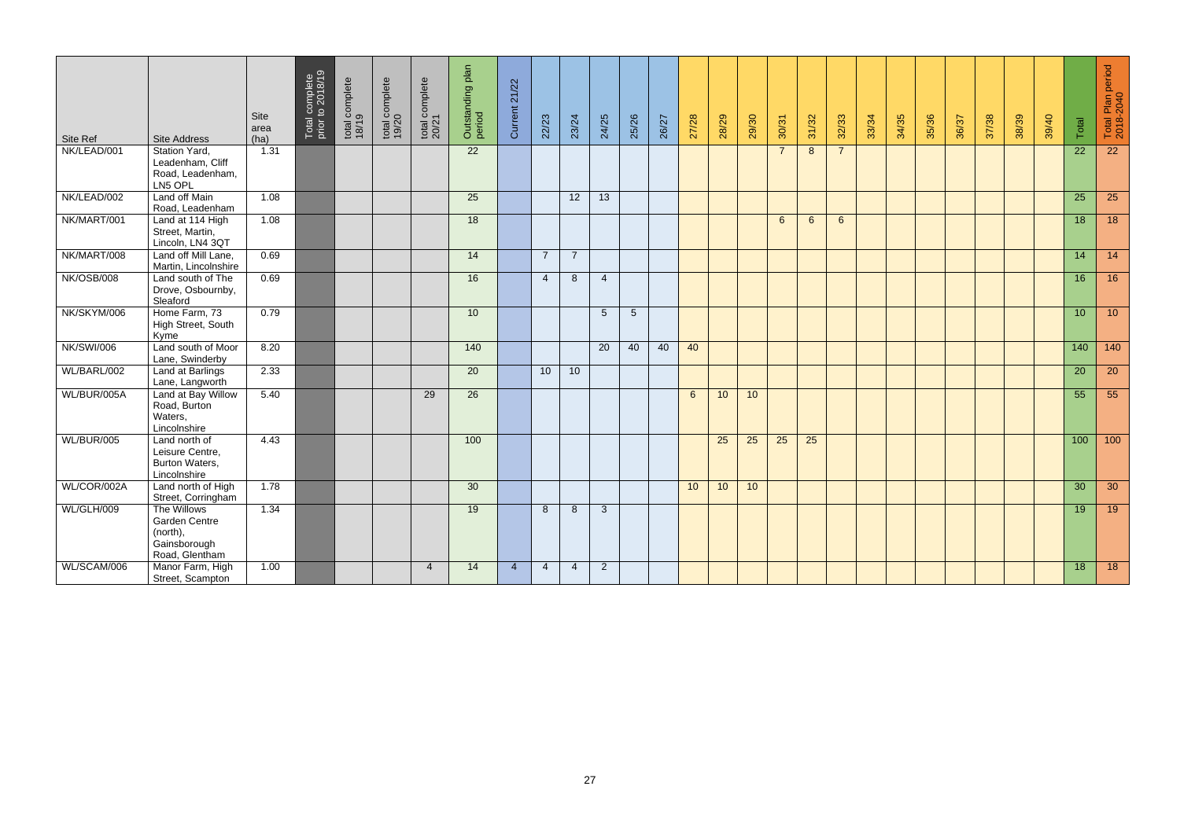| Site Ref | Site Address | Site area (ha) | Total complete prior to 2018/19 | total complete 18/19 | total complete 19/20 | total complete 20/21 | Outstanding plan period | Current 21/22 | 22/23 | 23/24 | 24/25 | 25/26 | 26/27 | 27/28 | 28/29 | 29/30 | 30/31 | 31/32 | 32/33 | 33/34 | 34/35 | 35/36 | 36/37 | 37/38 | 38/39 | 39/40 | Total | Total Plan period 2018-2040 |
|---|---|---|---|---|---|---|---|---|---|---|---|---|---|---|---|---|---|---|---|---|---|---|---|---|---|---|---|---|
| NK/LEAD/001 | Station Yard, Leadenham, Cliff Road, Leadenham, LN5 OPL | 1.31 | | | | | 22 | | | | | | | | | | 7 | 8 | 7 | | | | | | | | 22 | 22 |
| NK/LEAD/002 | Land off Main Road, Leadenham | 1.08 | | | | | 25 | | | 12 | 13 | | | | | | | | | | | | | | | | 25 | 25 |
| NK/MART/001 | Land at 114 High Street, Martin, Lincoln, LN4 3QT | 1.08 | | | | | 18 | | | | | | | | | | 6 | 6 | 6 | | | | | | | | 18 | 18 |
| NK/MART/008 | Land off Mill Lane, Martin, Lincolnshire | 0.69 | | | | | 14 | | 7 | 7 | | | | | | | | | | | | | | | | | 14 | 14 |
| NK/OSB/008 | Land south of The Drove, Osbournby, Sleaford | 0.69 | | | | | 16 | | 4 | 8 | 4 | | | | | | | | | | | | | | | | 16 | 16 |
| NK/SKYM/006 | Home Farm, 73 High Street, South Kyme | 0.79 | | | | | 10 | | | | 5 | 5 | | | | | | | | | | | | | | | 10 | 10 |
| NK/SWI/006 | Land south of Moor Lane, Swinderby | 8.20 | | | | | 140 | | | | 20 | 40 | 40 | 40 | | | | | | | | | | | | | 140 | 140 |
| WL/BARL/002 | Land at Barlings Lane, Langworth | 2.33 | | | | | 20 | | 10 | 10 | | | | | | | | | | | | | | | | | 20 | 20 |
| WL/BUR/005A | Land at Bay Willow Road, Burton Waters, Lincolnshire | 5.40 | | | | 29 | 26 | | | | | | | 6 | 10 | 10 | | | | | | | | | | | 55 | 55 |
| WL/BUR/005 | Land north of Leisure Centre, Burton Waters, Lincolnshire | 4.43 | | | | | 100 | | | | | | | | 25 | 25 | 25 | 25 | | | | | | | | | 100 | 100 |
| WL/COR/002A | Land north of High Street, Corringham | 1.78 | | | | | 30 | | | | | | | 10 | 10 | 10 | | | | | | | | | | | 30 | 30 |
| WL/GLH/009 | The Willows Garden Centre (north), Gainsborough Road, Glentham | 1.34 | | | | | 19 | | 8 | 8 | 3 | | | | | | | | | | | | | | | | 19 | 19 |
| WL/SCAM/006 | Manor Farm, High Street, Scampton | 1.00 | | | | 4 | 14 | 4 | 4 | 4 | 2 | | | | | | | | | | | | | | | | 18 | 18 |